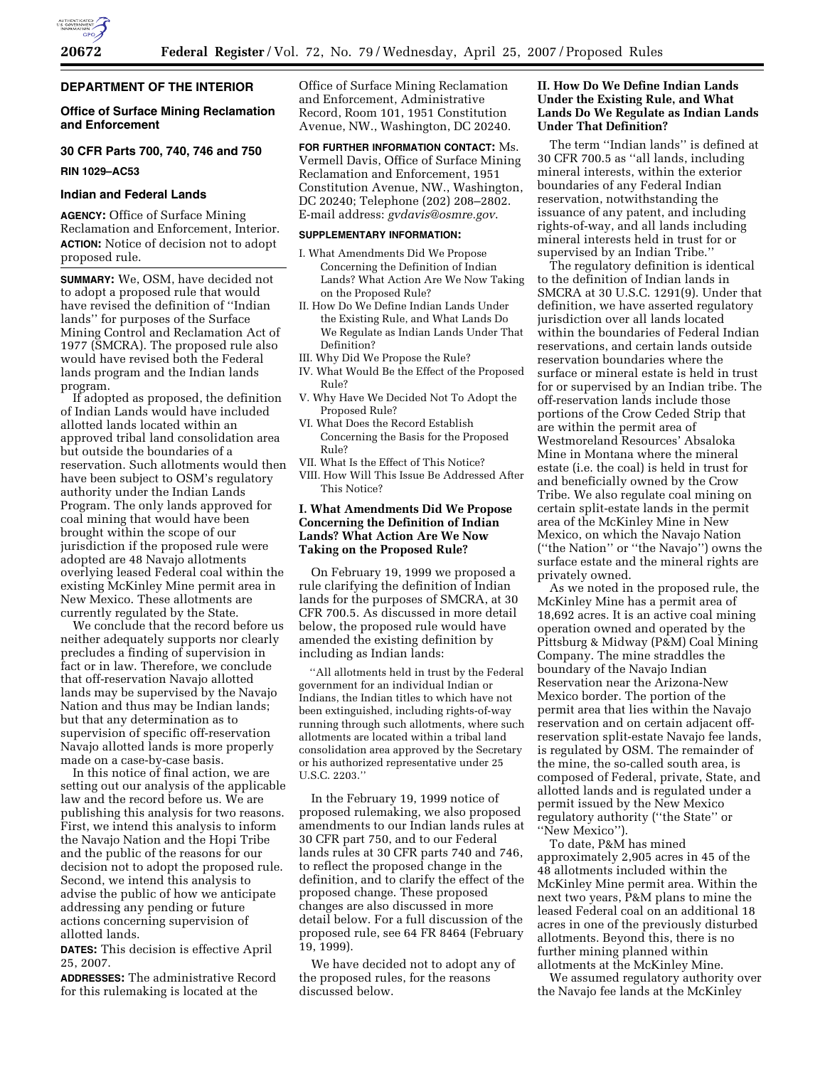**DEPARTMENT OF THE INTERIOR**

**Office of Surface Mining Reclamation and Enforcement**

**30 CFR Parts 700, 740, 746 and 750**

**RIN 1029–AC53**

**Indian and Federal Lands**

**AGENCY:** Office of Surface Mining Reclamation and Enforcement, Interior.

**ACTION:** Notice of decision not to adopt proposed rule.

**SUMMARY:** We, OSM, have decided not to adopt a proposed rule that would have revised the definition of ''Indian lands'' for purposes of the Surface Mining Control and Reclamation Act of 1977 (SMCRA). The proposed rule also would have revised both the Federal lands program and the Indian lands program.

If adopted as proposed, the definition of Indian Lands would have included allotted lands located within an approved tribal land consolidation area but outside the boundaries of a reservation. Such allotments would then have been subject to OSM's regulatory authority under the Indian Lands Program. The only lands approved for coal mining that would have been brought within the scope of our jurisdiction if the proposed rule were adopted are 48 Navajo allotments overlying leased Federal coal within the existing McKinley Mine permit area in New Mexico. These allotments are currently regulated by the State.

We conclude that the record before us neither adequately supports nor clearly precludes a finding of supervision in fact or in law. Therefore, we conclude that off-reservation Navajo allotted lands may be supervised by the Navajo Nation and thus may be Indian lands; but that any determination as to supervision of specific off-reservation Navajo allotted lands is more properly made on a case-by-case basis.

In this notice of final action, we are setting out our analysis of the applicable law and the record before us. We are publishing this analysis for two reasons. First, we intend this analysis to inform the Navajo Nation and the Hopi Tribe and the public of the reasons for our decision not to adopt the proposed rule. Second, we intend this analysis to advise the public of how we anticipate addressing any pending or future actions concerning supervision of allotted lands.

**DATES:** This decision is effective April 25, 2007.

**ADDRESSES:** The administrative Record for this rulemaking is located at the Office of Surface Mining Reclamation and Enforcement, Administrative Record, Room 101, 1951 Constitution Avenue, NW., Washington, DC 20240.

**FOR FURTHER INFORMATION CONTACT:** Ms. Vermell Davis, Office of Surface Mining Reclamation and Enforcement, 1951 Constitution Avenue, NW., Washington, DC 20240; Telephone (202) 208–2802. E-mail address: *gvdavis@osmre.gov*.

**SUPPLEMENTARY INFORMATION:**

- I. What Amendments Did We Propose Concerning the Definition of Indian Lands? What Action Are We Now Taking on the Proposed Rule?
- II. How Do We Define Indian Lands Under the Existing Rule, and What Lands Do We Regulate as Indian Lands Under That Definition?
- III. Why Did We Propose the Rule?
- IV. What Would Be the Effect of the Proposed Rule?
- V. Why Have We Decided Not To Adopt the Proposed Rule?
- VI. What Does the Record Establish Concerning the Basis for the Proposed Rule?
- VII. What Is the Effect of This Notice?
- VIII. How Will This Issue Be Addressed After This Notice?

## I. What Amendments Did We Propose Concerning the Definition of Indian Lands? What Action Are We Now Taking on the Proposed Rule?

On February 19, 1999 we proposed a rule clarifying the definition of Indian lands for the purposes of SMCRA, at 30 CFR 700.5. As discussed in more detail below, the proposed rule would have amended the existing definition by including as Indian lands:

''All allotments held in trust by the Federal government for an individual Indian or Indians, the Indian titles to which have not been extinguished, including rights-of-way running through such allotments, where such allotments are located within a tribal land consolidation area approved by the Secretary or his authorized representative under 25 U.S.C. 2203.''

In the February 19, 1999 notice of proposed rulemaking, we also proposed amendments to our Indian lands rules at 30 CFR part 750, and to our Federal lands rules at 30 CFR parts 740 and 746, to reflect the proposed change in the definition, and to clarify the effect of the proposed change. These proposed changes are also discussed in more detail below. For a full discussion of the proposed rule, see 64 FR 8464 (February 19, 1999).

We have decided not to adopt any of the proposed rules, for the reasons discussed below.

## II. How Do We Define Indian Lands Under the Existing Rule, and What Lands Do We Regulate as Indian Lands Under That Definition?

The term ''Indian lands'' is defined at 30 CFR 700.5 as ''all lands, including mineral interests, within the exterior boundaries of any Federal Indian reservation, notwithstanding the issuance of any patent, and including rights-of-way, and all lands including mineral interests held in trust for or supervised by an Indian Tribe.''

The regulatory definition is identical to the definition of Indian lands in SMCRA at 30 U.S.C. 1291(9). Under that definition, we have asserted regulatory jurisdiction over all lands located within the boundaries of Federal Indian reservations, and certain lands outside reservation boundaries where the surface or mineral estate is held in trust for or supervised by an Indian tribe. The off-reservation lands include those portions of the Crow Ceded Strip that are within the permit area of Westmoreland Resources' Absaloka Mine in Montana where the mineral estate (i.e. the coal) is held in trust for and beneficially owned by the Crow Tribe. We also regulate coal mining on certain split-estate lands in the permit area of the McKinley Mine in New Mexico, on which the Navajo Nation (''the Nation'' or ''the Navajo'') owns the surface estate and the mineral rights are privately owned.

As we noted in the proposed rule, the McKinley Mine has a permit area of 18,692 acres. It is an active coal mining operation owned and operated by the Pittsburg & Midway (P&M) Coal Mining Company. The mine straddles the boundary of the Navajo Indian Reservation near the Arizona-New Mexico border. The portion of the permit area that lies within the Navajo reservation and on certain adjacent off-reservation split-estate Navajo fee lands, is regulated by OSM. The remainder of the mine, the so-called south area, is composed of Federal, private, State, and allotted lands and is regulated under a permit issued by the New Mexico regulatory authority (''the State'' or ''New Mexico'').

To date, P&M has mined approximately 2,905 acres in 45 of the 48 allotments included within the McKinley Mine permit area. Within the next two years, P&M plans to mine the leased Federal coal on an additional 18 acres in one of the previously disturbed allotments. Beyond this, there is no further mining planned within allotments at the McKinley Mine.

We assumed regulatory authority over the Navajo fee lands at the McKinley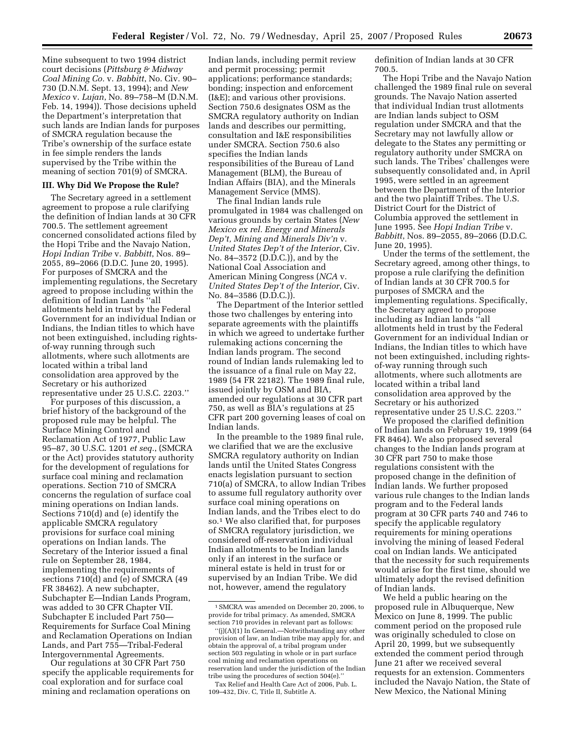Mine subsequent to two 1994 district court decisions (*Pittsburg & Midway Coal Mining Co.* v. *Babbitt*, No. Civ. 90–730 (D.N.M. Sept. 13, 1994); and *New Mexico* v. *Lujan*, No. 89–758–M (D.N.M. Feb. 14, 1994)). Those decisions upheld the Department's interpretation that such lands are Indian lands for purposes of SMCRA regulation because the Tribe's ownership of the surface estate in fee simple renders the lands supervised by the Tribe within the meaning of section 701(9) of SMCRA.

### III. Why Did We Propose the Rule?

The Secretary agreed in a settlement agreement to propose a rule clarifying the definition of Indian lands at 30 CFR 700.5. The settlement agreement concerned consolidated actions filed by the Hopi Tribe and the Navajo Nation, *Hopi Indian Tribe* v. *Babbitt*, Nos. 89–2055, 89–2066 (D.D.C. June 20, 1995). For purposes of SMCRA and the implementing regulations, the Secretary agreed to propose including within the definition of Indian Lands ''all allotments held in trust by the Federal Government for an individual Indian or Indians, the Indian titles to which have not been extinguished, including rights-of-way running through such allotments, where such allotments are located within a tribal land consolidation area approved by the Secretary or his authorized representative under 25 U.S.C. 2203.''

For purposes of this discussion, a brief history of the background of the proposed rule may be helpful. The Surface Mining Control and Reclamation Act of 1977, Public Law 95–87, 30 U.S.C. 1201 *et seq.*, (SMCRA or the Act) provides statutory authority for the development of regulations for surface coal mining and reclamation operations. Section 710 of SMCRA concerns the regulation of surface coal mining operations on Indian lands. Sections 710(d) and (e) identify the applicable SMCRA regulatory provisions for surface coal mining operations on Indian lands. The Secretary of the Interior issued a final rule on September 28, 1984, implementing the requirements of sections 710(d) and (e) of SMCRA (49 FR 38462). A new subchapter, Subchapter E—Indian Lands Program, was added to 30 CFR Chapter VII. Subchapter E included Part 750—Requirements for Surface Coal Mining and Reclamation Operations on Indian Lands, and Part 755—Tribal-Federal Intergovernmental Agreements.

Our regulations at 30 CFR Part 750 specify the applicable requirements for coal exploration and for surface coal mining and reclamation operations on Indian lands, including permit review and permit processing; permit applications; performance standards; bonding; inspection and enforcement (I&E); and various other provisions. Section 750.6 designates OSM as the SMCRA regulatory authority on Indian lands and describes our permitting, consultation and I&E responsibilities under SMCRA. Section 750.6 also specifies the Indian lands responsibilities of the Bureau of Land Management (BLM), the Bureau of Indian Affairs (BIA), and the Minerals Management Service (MMS).

The final Indian lands rule promulgated in 1984 was challenged on various grounds by certain States (*New Mexico ex rel. Energy and Minerals Dep't, Mining and Minerals Div'n* v. *United States Dep't of the Interior*, Civ. No. 84–3572 (D.D.C.)), and by the National Coal Association and American Mining Congress (*NCA* v. *United States Dep't of the Interior*, Civ. No. 84–3586 (D.D.C.)).

The Department of the Interior settled those two challenges by entering into separate agreements with the plaintiffs in which we agreed to undertake further rulemaking actions concerning the Indian lands program. The second round of Indian lands rulemaking led to the issuance of a final rule on May 22, 1989 (54 FR 22182). The 1989 final rule, issued jointly by OSM and BIA, amended our regulations at 30 CFR part 750, as well as BIA's regulations at 25 CFR part 200 governing leases of coal on Indian lands.

In the preamble to the 1989 final rule, we clarified that we are the exclusive SMCRA regulatory authority on Indian lands until the United States Congress enacts legislation pursuant to section 710(a) of SMCRA, to allow Indian Tribes to assume full regulatory authority over surface coal mining operations on Indian lands, and the Tribes elect to do so.[1] We also clarified that, for purposes of SMCRA regulatory jurisdiction, we considered off-reservation individual Indian allotments to be Indian lands only if an interest in the surface or mineral estate is held in trust for or supervised by an Indian Tribe. We did not, however, amend the regulatory definition of Indian lands at 30 CFR 700.5.

The Hopi Tribe and the Navajo Nation challenged the 1989 final rule on several grounds. The Navajo Nation asserted that individual Indian trust allotments are Indian lands subject to OSM regulation under SMCRA and that the Secretary may not lawfully allow or delegate to the States any permitting or regulatory authority under SMCRA on such lands. The Tribes' challenges were subsequently consolidated and, in April 1995, were settled in an agreement between the Department of the Interior and the two plaintiff Tribes. The U.S. District Court for the District of Columbia approved the settlement in June 1995. See *Hopi Indian Tribe* v. *Babbitt*, Nos. 89–2055, 89–2066 (D.D.C. June 20, 1995).

Under the terms of the settlement, the Secretary agreed, among other things, to propose a rule clarifying the definition of Indian lands at 30 CFR 700.5 for purposes of SMCRA and the implementing regulations. Specifically, the Secretary agreed to propose including as Indian lands ''all allotments held in trust by the Federal Government for an individual Indian or Indians, the Indian titles to which have not been extinguished, including rights-of-way running through such allotments, where such allotments are located within a tribal land consolidation area approved by the Secretary or his authorized representative under 25 U.S.C. 2203.''

We proposed the clarified definition of Indian lands on February 19, 1999 (64 FR 8464). We also proposed several changes to the Indian lands program at 30 CFR part 750 to make those regulations consistent with the proposed change in the definition of Indian lands. We further proposed various rule changes to the Indian lands program and to the Federal lands program at 30 CFR parts 740 and 746 to specify the applicable regulatory requirements for mining operations involving the mining of leased Federal coal on Indian lands. We anticipated that the necessity for such requirements would arise for the first time, should we ultimately adopt the revised definition of Indian lands.

We held a public hearing on the proposed rule in Albuquerque, New Mexico on June 8, 1999. The public comment period on the proposed rule was originally scheduled to close on April 20, 1999, but we subsequently extended the comment period through June 21 after we received several requests for an extension. Commenters included the Navajo Nation, the State of New Mexico, the National Mining

---

[1] SMCRA was amended on December 20, 2006, to provide for tribal primacy. As amended, SMCRA section 710 provides in relevant part as follows:

''(j)(A)(1) In General.—Notwithstanding any other provision of law, an Indian tribe may apply for, and obtain the approval of, a tribal program under section 503 regulating in whole or in part surface coal mining and reclamation operations on reservation land under the jurisdiction of the Indian tribe using the procedures of section 504(e).''

Tax Relief and Health Care Act of 2006, Pub. L. 109–432, Div. C, Title II, Subtitle A.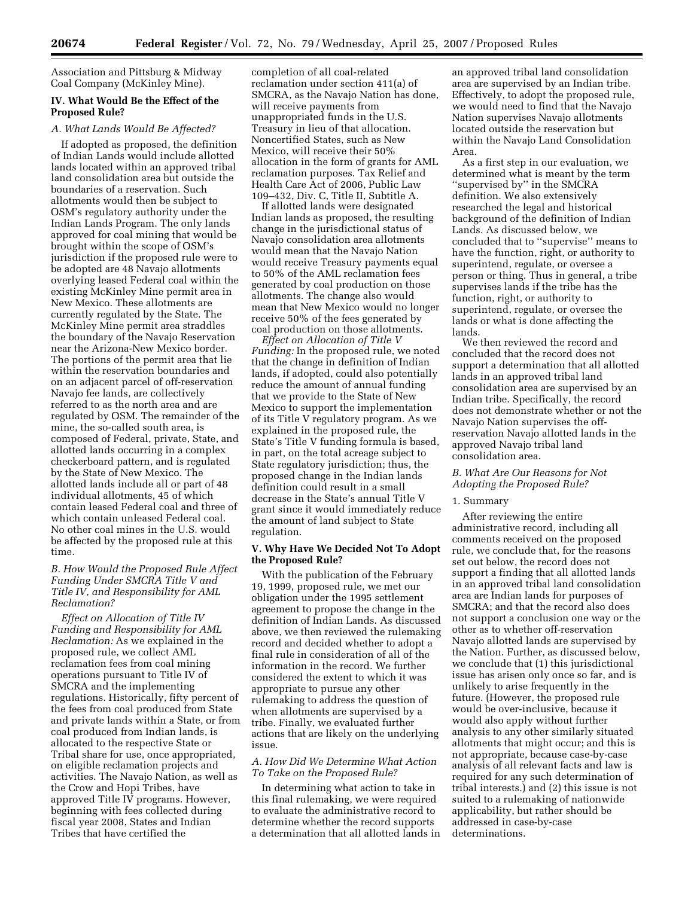Association and Pittsburg & Midway Coal Company (McKinley Mine).

### IV. What Would Be the Effect of the Proposed Rule?

#### *A. What Lands Would Be Affected?*

If adopted as proposed, the definition of Indian Lands would include allotted lands located within an approved tribal land consolidation area but outside the boundaries of a reservation. Such allotments would then be subject to OSM's regulatory authority under the Indian Lands Program. The only lands approved for coal mining that would be brought within the scope of OSM's jurisdiction if the proposed rule were to be adopted are 48 Navajo allotments overlying leased Federal coal within the existing McKinley Mine permit area in New Mexico. These allotments are currently regulated by the State. The McKinley Mine permit area straddles the boundary of the Navajo Reservation near the Arizona-New Mexico border. The portions of the permit area that lie within the reservation boundaries and on an adjacent parcel of off-reservation Navajo fee lands, are collectively referred to as the north area and are regulated by OSM. The remainder of the mine, the so-called south area, is composed of Federal, private, State, and allotted lands occurring in a complex checkerboard pattern, and is regulated by the State of New Mexico. The allotted lands include all or part of 48 individual allotments, 45 of which contain leased Federal coal and three of which contain unleased Federal coal. No other coal mines in the U.S. would be affected by the proposed rule at this time.

#### *B. How Would the Proposed Rule Affect Funding Under SMCRA Title V and Title IV, and Responsibility for AML Reclamation?*

*Effect on Allocation of Title IV Funding and Responsibility for AML Reclamation:* As we explained in the proposed rule, we collect AML reclamation fees from coal mining operations pursuant to Title IV of SMCRA and the implementing regulations. Historically, fifty percent of the fees from coal produced from State and private lands within a State, or from coal produced from Indian lands, is allocated to the respective State or Tribal share for use, once appropriated, on eligible reclamation projects and activities. The Navajo Nation, as well as the Crow and Hopi Tribes, have approved Title IV programs. However, beginning with fees collected during fiscal year 2008, States and Indian Tribes that have certified the completion of all coal-related reclamation under section 411(a) of SMCRA, as the Navajo Nation has done, will receive payments from unappropriated funds in the U.S. Treasury in lieu of that allocation. Noncertified States, such as New Mexico, will receive their 50% allocation in the form of grants for AML reclamation purposes. Tax Relief and Health Care Act of 2006, Public Law 109–432, Div. C, Title II, Subtitle A.

If allotted lands were designated Indian lands as proposed, the resulting change in the jurisdictional status of Navajo consolidation area allotments would mean that the Navajo Nation would receive Treasury payments equal to 50% of the AML reclamation fees generated by coal production on those allotments. The change also would mean that New Mexico would no longer receive 50% of the fees generated by coal production on those allotments.

*Effect on Allocation of Title V Funding:* In the proposed rule, we noted that the change in definition of Indian lands, if adopted, could also potentially reduce the amount of annual funding that we provide to the State of New Mexico to support the implementation of its Title V regulatory program. As we explained in the proposed rule, the State's Title V funding formula is based, in part, on the total acreage subject to State regulatory jurisdiction; thus, the proposed change in the Indian lands definition could result in a small decrease in the State's annual Title V grant since it would immediately reduce the amount of land subject to State regulation.

### V. Why Have We Decided Not To Adopt the Proposed Rule?

With the publication of the February 19, 1999, proposed rule, we met our obligation under the 1995 settlement agreement to propose the change in the definition of Indian Lands. As discussed above, we then reviewed the rulemaking record and decided whether to adopt a final rule in consideration of all of the information in the record. We further considered the extent to which it was appropriate to pursue any other rulemaking to address the question of when allotments are supervised by a tribe. Finally, we evaluated further actions that are likely on the underlying issue.

#### *A. How Did We Determine What Action To Take on the Proposed Rule?*

In determining what action to take in this final rulemaking, we were required to evaluate the administrative record to determine whether the record supports a determination that all allotted lands in an approved tribal land consolidation area are supervised by an Indian tribe. Effectively, to adopt the proposed rule, we would need to find that the Navajo Nation supervises Navajo allotments located outside the reservation but within the Navajo Land Consolidation Area.

As a first step in our evaluation, we determined what is meant by the term ''supervised by'' in the SMCRA definition. We also extensively researched the legal and historical background of the definition of Indian Lands. As discussed below, we concluded that to ''supervise'' means to have the function, right, or authority to superintend, regulate, or oversee a person or thing. Thus in general, a tribe supervises lands if the tribe has the function, right, or authority to superintend, regulate, or oversee the lands or what is done affecting the lands.

We then reviewed the record and concluded that the record does not support a determination that all allotted lands in an approved tribal land consolidation area are supervised by an Indian tribe. Specifically, the record does not demonstrate whether or not the Navajo Nation supervises the off-reservation Navajo allotted lands in the approved Navajo tribal land consolidation area.

#### *B. What Are Our Reasons for Not Adopting the Proposed Rule?*

1. Summary

After reviewing the entire administrative record, including all comments received on the proposed rule, we conclude that, for the reasons set out below, the record does not support a finding that all allotted lands in an approved tribal land consolidation area are Indian lands for purposes of SMCRA; and that the record also does not support a conclusion one way or the other as to whether off-reservation Navajo allotted lands are supervised by the Nation. Further, as discussed below, we conclude that (1) this jurisdictional issue has arisen only once so far, and is unlikely to arise frequently in the future. (However, the proposed rule would be over-inclusive, because it would also apply without further analysis to any other similarly situated allotments that might occur; and this is not appropriate, because case-by-case analysis of all relevant facts and law is required for any such determination of tribal interests.) and (2) this issue is not suited to a rulemaking of nationwide applicability, but rather should be addressed in case-by-case determinations.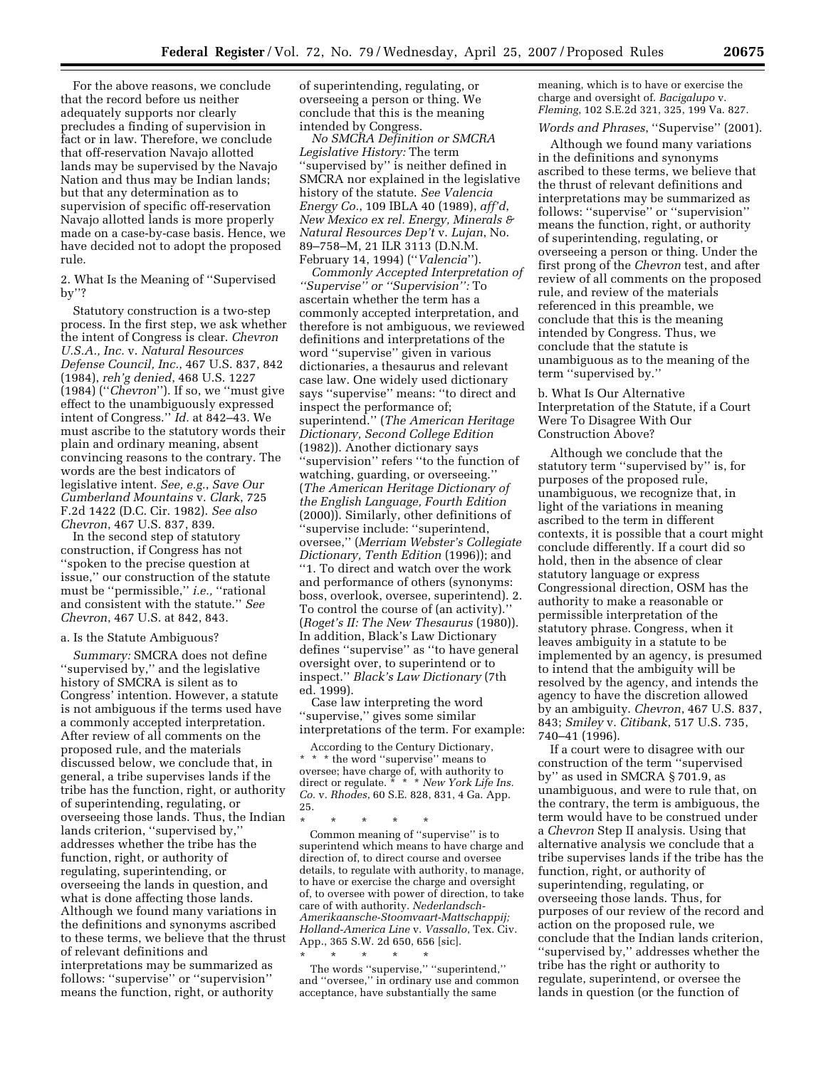For the above reasons, we conclude that the record before us neither adequately supports nor clearly precludes a finding of supervision in fact or in law. Therefore, we conclude that off-reservation Navajo allotted lands may be supervised by the Navajo Nation and thus may be Indian lands; but that any determination as to supervision of specific off-reservation Navajo allotted lands is more properly made on a case-by-case basis. Hence, we have decided not to adopt the proposed rule.

2. What Is the Meaning of ''Supervised by''?

Statutory construction is a two-step process. In the first step, we ask whether the intent of Congress is clear. *Chevron U.S.A., Inc.* v. *Natural Resources Defense Council, Inc.*, 467 U.S. 837, 842 (1984), *reh'g denied*, 468 U.S. 1227 (1984) (''*Chevron*''). If so, we ''must give effect to the unambiguously expressed intent of Congress.'' *Id.* at 842–43. We must ascribe to the statutory words their plain and ordinary meaning, absent convincing reasons to the contrary. The words are the best indicators of legislative intent. *See, e.g., Save Our Cumberland Mountains* v. *Clark*, 725 F.2d 1422 (D.C. Cir. 1982). *See also Chevron*, 467 U.S. 837, 839.

In the second step of statutory construction, if Congress has not ''spoken to the precise question at issue,'' our construction of the statute must be ''permissible,'' *i.e.,* ''rational and consistent with the statute.'' *See Chevron*, 467 U.S. at 842, 843.

a. Is the Statute Ambiguous?

*Summary:* SMCRA does not define ''supervised by,'' and the legislative history of SMCRA is silent as to Congress' intention. However, a statute is not ambiguous if the terms used have a commonly accepted interpretation. After review of all comments on the proposed rule, and the materials discussed below, we conclude that, in general, a tribe supervises lands if the tribe has the function, right, or authority of superintending, regulating, or overseeing those lands. Thus, the Indian lands criterion, ''supervised by,'' addresses whether the tribe has the function, right, or authority of regulating, superintending, or overseeing the lands in question, and what is done affecting those lands. Although we found many variations in the definitions and synonyms ascribed to these terms, we believe that the thrust of relevant definitions and interpretations may be summarized as follows: ''supervise'' or ''supervision'' means the function, right, or authority of superintending, regulating, or overseeing a person or thing. We conclude that this is the meaning intended by Congress.

*No SMCRA Definition or SMCRA Legislative History:* The term ''supervised by'' is neither defined in SMCRA nor explained in the legislative history of the statute. *See Valencia Energy Co.*, 109 IBLA 40 (1989), *aff'd*, *New Mexico ex rel. Energy, Minerals & Natural Resources Dep't* v. *Lujan*, No. 89–758–M, 21 ILR 3113 (D.N.M. February 14, 1994) (''*Valencia*'').

*Commonly Accepted Interpretation of ''Supervise'' or ''Supervision'':* To ascertain whether the term has a commonly accepted interpretation, and therefore is not ambiguous, we reviewed definitions and interpretations of the word ''supervise'' given in various dictionaries, a thesaurus and relevant case law. One widely used dictionary says ''supervise'' means: ''to direct and inspect the performance of; superintend.'' (*The American Heritage Dictionary, Second College Edition* (1982)). Another dictionary says ''supervision'' refers ''to the function of watching, guarding, or overseeing.'' (*The American Heritage Dictionary of the English Language, Fourth Edition* (2000)). Similarly, other definitions of ''supervise include: ''superintend, oversee,'' (*Merriam Webster's Collegiate Dictionary, Tenth Edition* (1996)); and ''1. To direct and watch over the work and performance of others (synonyms: boss, overlook, oversee, superintend). 2. To control the course of (an activity).'' (*Roget's II: The New Thesaurus* (1980)). In addition, Black's Law Dictionary defines ''supervise'' as ''to have general oversight over, to superintend or to inspect.'' *Black's Law Dictionary* (7th ed. 1999).

Case law interpreting the word ''supervise,'' gives some similar interpretations of the term. For example:

> According to the Century Dictionary, * * * the word ''supervise'' means to oversee; have charge of, with authority to direct or regulate. * * * *New York Life Ins. Co.* v. *Rhodes*, 60 S.E. 828, 831, 4 Ga. App. 25.
>
> \* \* \* \* \*
>
> Common meaning of ''supervise'' is to superintend which means to have charge and direction of, to direct course and oversee details, to regulate with authority, to manage, to have or exercise the charge and oversight of, to oversee with power of direction, to take care of with authority. *Nederlandsch-Amerikaansche-Stoomvaart-Mattschappij; Holland-America Line* v. *Vassallo*, Tex. Civ. App., 365 S.W. 2d 650, 656 [sic].
>
> \* \* \* \* \*
>
> The words ''supervise,'' ''superintend,'' and ''oversee,'' in ordinary use and common acceptance, have substantially the same meaning, which is to have or exercise the charge and oversight of. *Bacigalupo* v. *Fleming*, 102 S.E.2d 321, 325, 199 Va. 827.

*Words and Phrases*, ''Supervise'' (2001).

Although we found many variations in the definitions and synonyms ascribed to these terms, we believe that the thrust of relevant definitions and interpretations may be summarized as follows: ''supervise'' or ''supervision'' means the function, right, or authority of superintending, regulating, or overseeing a person or thing. Under the first prong of the *Chevron* test, and after review of all comments on the proposed rule, and review of the materials referenced in this preamble, we conclude that this is the meaning intended by Congress. Thus, we conclude that the statute is unambiguous as to the meaning of the term ''supervised by.''

b. What Is Our Alternative Interpretation of the Statute, if a Court Were To Disagree With Our Construction Above?

Although we conclude that the statutory term ''supervised by'' is, for purposes of the proposed rule, unambiguous, we recognize that, in light of the variations in meaning ascribed to the term in different contexts, it is possible that a court might conclude differently. If a court did so hold, then in the absence of clear statutory language or express Congressional direction, OSM has the authority to make a reasonable or permissible interpretation of the statutory phrase. Congress, when it leaves ambiguity in a statute to be implemented by an agency, is presumed to intend that the ambiguity will be resolved by the agency, and intends the agency to have the discretion allowed by an ambiguity. *Chevron*, 467 U.S. 837, 843; *Smiley* v. *Citibank*, 517 U.S. 735, 740–41 (1996).

If a court were to disagree with our construction of the term ''supervised by'' as used in SMCRA § 701.9, as unambiguous, and were to rule that, on the contrary, the term is ambiguous, the term would have to be construed under a *Chevron* Step II analysis. Using that alternative analysis we conclude that a tribe supervises lands if the tribe has the function, right, or authority of superintending, regulating, or overseeing those lands. Thus, for purposes of our review of the record and action on the proposed rule, we conclude that the Indian lands criterion, ''supervised by,'' addresses whether the tribe has the right or authority to regulate, superintend, or oversee the lands in question (or the function of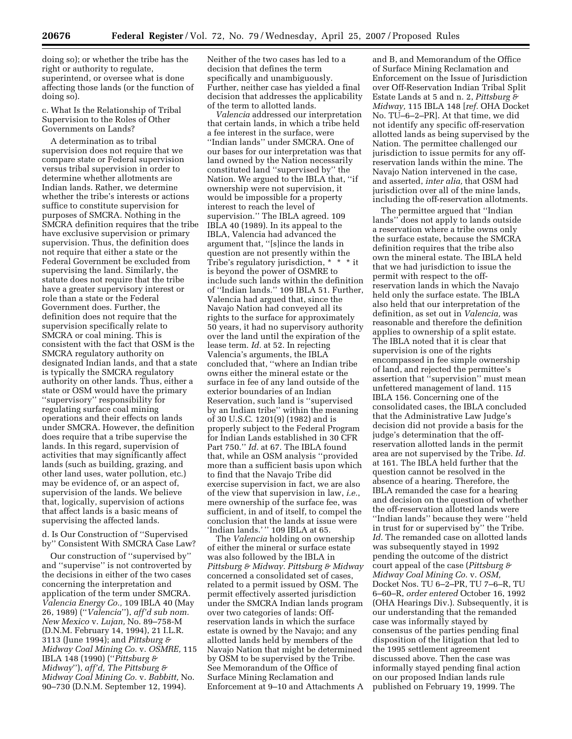doing so); or whether the tribe has the right or authority to regulate, superintend, or oversee what is done affecting those lands (or the function of doing so).

c. What Is the Relationship of Tribal Supervision to the Roles of Other Governments on Lands?

A determination as to tribal supervision does not require that we compare state or Federal supervision versus tribal supervision in order to determine whether allotments are Indian lands. Rather, we determine whether the tribe's interests or actions suffice to constitute supervision for purposes of SMCRA. Nothing in the SMCRA definition requires that the tribe have exclusive supervision or primary supervision. Thus, the definition does not require that either a state or the Federal Government be excluded from supervising the land. Similarly, the statute does not require that the tribe have a greater supervisory interest or role than a state or the Federal Government does. Further, the definition does not require that the supervision specifically relate to SMCRA or coal mining. This is consistent with the fact that OSM is the SMCRA regulatory authority on designated Indian lands, and that a state is typically the SMCRA regulatory authority on other lands. Thus, either a state or OSM would have the primary ''supervisory'' responsibility for regulating surface coal mining operations and their effects on lands under SMCRA. However, the definition does require that a tribe supervise the lands. In this regard, supervision of activities that may significantly affect lands (such as building, grazing, and other land uses, water pollution, etc.) may be evidence of, or an aspect of, supervision of the lands. We believe that, logically, supervision of actions that affect lands is a basic means of supervising the affected lands.

d. Is Our Construction of ''Supervised by'' Consistent With SMCRA Case Law?

Our construction of ''supervised by'' and ''supervise'' is not controverted by the decisions in either of the two cases concerning the interpretation and application of the term under SMCRA. *Valencia Energy Co.,* 109 IBLA 40 (May 26, 1989) (''*Valencia*''), *aff'd sub nom. New Mexico* v. *Lujan,* No. 89–758-M (D.N.M. February 14, 1994), 21 I.L.R. 3113 (June 1994); and *Pittsburg & Midway Coal Mining Co.* v. *OSMRE,* 115 IBLA 148 (1990) (''*Pittsburg & Midway*''), *aff'd, The Pittsburg & Midway Coal Mining Co.* v. *Babbitt,* No. 90–730 (D.N.M. September 12, 1994). Neither of the two cases has led to a decision that defines the term specifically and unambiguously. Further, neither case has yielded a final decision that addresses the applicability of the term to allotted lands.

*Valencia* addressed our interpretation that certain lands, in which a tribe held a fee interest in the surface, were ''Indian lands'' under SMCRA. One of our bases for our interpretation was that land owned by the Nation necessarily constituted land ''supervised by'' the Nation. We argued to the IBLA that, ''if ownership were not supervision, it would be impossible for a property interest to reach the level of supervision.'' The IBLA agreed. 109 IBLA 40 (1989). In its appeal to the IBLA, Valencia had advanced the argument that, ''[s]ince the lands in question are not presently within the Tribe's regulatory jurisdiction, * * * it is beyond the power of OSMRE to include such lands within the definition of ''Indian lands.'' 109 IBLA 51. Further, Valencia had argued that, since the Navajo Nation had conveyed all its rights to the surface for approximately 50 years, it had no supervisory authority over the land until the expiration of the lease term. *Id.* at 52. In rejecting Valencia's arguments, the IBLA concluded that, ''where an Indian tribe owns either the mineral estate or the surface in fee of any land outside of the exterior boundaries of an Indian Reservation, such land is ''supervised by an Indian tribe'' within the meaning of 30 U.S.C. 1201(9) (1982) and is properly subject to the Federal Program for Indian Lands established in 30 CFR Part 750.'' *Id.* at 67. The IBLA found that, while an OSM analysis ''provided more than a sufficient basis upon which to find that the Navajo Tribe did exercise supervision in fact, we are also of the view that supervision in law, *i.e.*, mere ownership of the surface fee, was sufficient, in and of itself, to compel the conclusion that the lands at issue were 'Indian lands.' '' 109 IBLA at 65.

The *Valencia* holding on ownership of either the mineral or surface estate was also followed by the IBLA in *Pittsburg & Midway. Pittsburg & Midway* concerned a consolidated set of cases, related to a permit issued by OSM. The permit effectively asserted jurisdiction under the SMCRA Indian lands program over two categories of lands: Off-reservation lands in which the surface estate is owned by the Navajo; and any allotted lands held by members of the Navajo Nation that might be determined by OSM to be supervised by the Tribe. See Memorandum of the Office of Surface Mining Reclamation and Enforcement at 9–10 and Attachments A and B, and Memorandum of the Office of Surface Mining Reclamation and Enforcement on the Issue of Jurisdiction over Off-Reservation Indian Tribal Split Estate Lands at 5 and n. 2, *Pittsburg & Midway,* 115 IBLA 148 [*ref.* OHA Docket No. TU–6–2–PR]. At that time, we did not identify any specific off-reservation allotted lands as being supervised by the Nation. The permittee challenged our jurisdiction to issue permits for any off-reservation lands within the mine. The Navajo Nation intervened in the case, and asserted, *inter alia,* that OSM had jurisdiction over all of the mine lands, including the off-reservation allotments.

The permittee argued that ''Indian lands'' does not apply to lands outside a reservation where a tribe owns only the surface estate, because the SMCRA definition requires that the tribe also own the mineral estate. The IBLA held that we had jurisdiction to issue the permit with respect to the off-reservation lands in which the Navajo held only the surface estate. The IBLA also held that our interpretation of the definition, as set out in *Valencia,* was reasonable and therefore the definition applies to ownership of a split estate. The IBLA noted that it is clear that supervision is one of the rights encompassed in fee simple ownership of land, and rejected the permittee's assertion that ''supervision'' must mean unfettered management of land. 115 IBLA 156. Concerning one of the consolidated cases, the IBLA concluded that the Administrative Law Judge's decision did not provide a basis for the judge's determination that the off-reservation allotted lands in the permit area are not supervised by the Tribe. *Id.* at 161. The IBLA held further that the question cannot be resolved in the absence of a hearing. Therefore, the IBLA remanded the case for a hearing and decision on the question of whether the off-reservation allotted lands were ''Indian lands'' because they were ''held in trust for or supervised by'' the Tribe. *Id.* The remanded case on allotted lands was subsequently stayed in 1992 pending the outcome of the district court appeal of the case (*Pittsburg & Midway Coal Mining Co.* v. *OSM,* Docket Nos. TU 6–2–PR, TU 7–6–R, TU 6–60–R, *order entered* October 16, 1992 (OHA Hearings Div.). Subsequently, it is our understanding that the remanded case was informally stayed by consensus of the parties pending final disposition of the litigation that led to the 1995 settlement agreement discussed above. Then the case was informally stayed pending final action on our proposed Indian lands rule published on February 19, 1999. The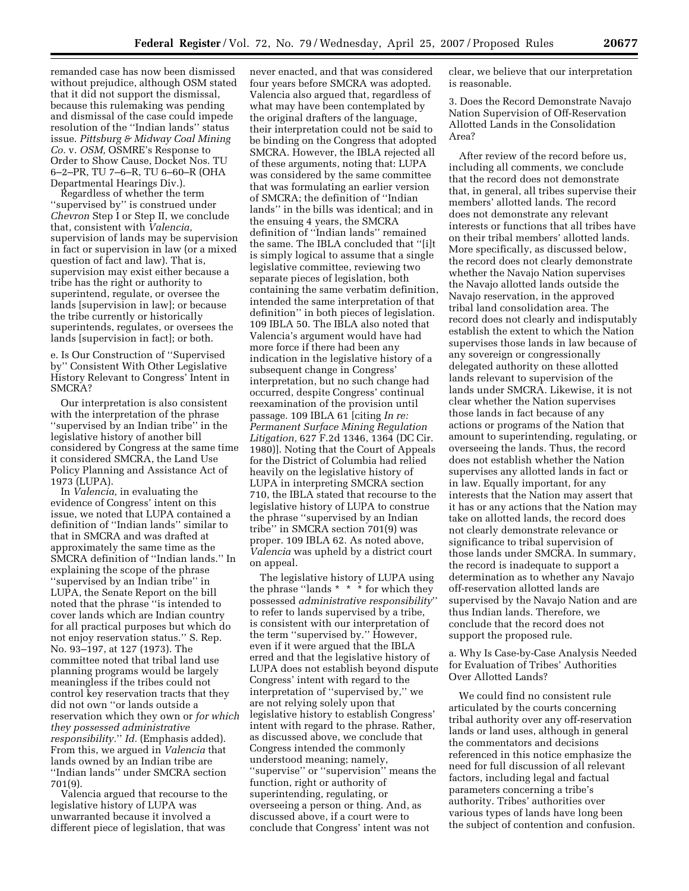remanded case has now been dismissed without prejudice, although OSM stated that it did not support the dismissal, because this rulemaking was pending and dismissal of the case could impede resolution of the ''Indian lands'' status issue. *Pittsburg & Midway Coal Mining Co.* v. *OSM,* OSMRE's Response to Order to Show Cause, Docket Nos. TU 6–2–PR, TU 7–6–R, TU 6–60–R (OHA Departmental Hearings Div.).

Regardless of whether the term ''supervised by'' is construed under *Chevron* Step I or Step II, we conclude that, consistent with *Valencia,* supervision of lands may be supervision in fact or supervision in law (or a mixed question of fact and law). That is, supervision may exist either because a tribe has the right or authority to superintend, regulate, or oversee the lands [supervision in law]; or because the tribe currently or historically superintends, regulates, or oversees the lands [supervision in fact]; or both.

e. Is Our Construction of ''Supervised by'' Consistent With Other Legislative History Relevant to Congress' Intent in SMCRA?

Our interpretation is also consistent with the interpretation of the phrase ''supervised by an Indian tribe'' in the legislative history of another bill considered by Congress at the same time it considered SMCRA, the Land Use Policy Planning and Assistance Act of 1973 (LUPA).

In *Valencia,* in evaluating the evidence of Congress' intent on this issue, we noted that LUPA contained a definition of ''Indian lands'' similar to that in SMCRA and was drafted at approximately the same time as the SMCRA definition of ''Indian lands.'' In explaining the scope of the phrase ''supervised by an Indian tribe'' in LUPA, the Senate Report on the bill noted that the phrase ''is intended to cover lands which are Indian country for all practical purposes but which do not enjoy reservation status.'' S. Rep. No. 93–197, at 127 (1973). The committee noted that tribal land use planning programs would be largely meaningless if the tribes could not control key reservation tracts that they did not own ''or lands outside a reservation which they own or *for which they possessed administrative responsibility.*'' *Id.* (Emphasis added). From this, we argued in *Valencia* that lands owned by an Indian tribe are ''Indian lands'' under SMCRA section 701(9).

Valencia argued that recourse to the legislative history of LUPA was unwarranted because it involved a different piece of legislation, that was never enacted, and that was considered four years before SMCRA was adopted. Valencia also argued that, regardless of what may have been contemplated by the original drafters of the language, their interpretation could not be said to be binding on the Congress that adopted SMCRA. However, the IBLA rejected all of these arguments, noting that: LUPA was considered by the same committee that was formulating an earlier version of SMCRA; the definition of ''Indian lands'' in the bills was identical; and in the ensuing 4 years, the SMCRA definition of ''Indian lands'' remained the same. The IBLA concluded that ''[i]t is simply logical to assume that a single legislative committee, reviewing two separate pieces of legislation, both containing the same verbatim definition, intended the same interpretation of that definition'' in both pieces of legislation. 109 IBLA 50. The IBLA also noted that Valencia's argument would have had more force if there had been any indication in the legislative history of a subsequent change in Congress' interpretation, but no such change had occurred, despite Congress' continual reexamination of the provision until passage. 109 IBLA 61 [citing *In re: Permanent Surface Mining Regulation Litigation,* 627 F.2d 1346, 1364 (DC Cir. 1980)]. Noting that the Court of Appeals for the District of Columbia had relied heavily on the legislative history of LUPA in interpreting SMCRA section 710, the IBLA stated that recourse to the legislative history of LUPA to construe the phrase ''supervised by an Indian tribe'' in SMCRA section 701(9) was proper. 109 IBLA 62. As noted above, *Valencia* was upheld by a district court on appeal.

The legislative history of LUPA using the phrase ''lands * * * for which they possessed *administrative responsibility*'' to refer to lands supervised by a tribe, is consistent with our interpretation of the term ''supervised by.'' However, even if it were argued that the IBLA erred and that the legislative history of LUPA does not establish beyond dispute Congress' intent with regard to the interpretation of ''supervised by,'' we are not relying solely upon that legislative history to establish Congress' intent with regard to the phrase. Rather, as discussed above, we conclude that Congress intended the commonly understood meaning; namely, ''supervise'' or ''supervision'' means the function, right or authority of superintending, regulating, or overseeing a person or thing. And, as discussed above, if a court were to conclude that Congress' intent was not clear, we believe that our interpretation is reasonable.

3. Does the Record Demonstrate Navajo Nation Supervision of Off-Reservation Allotted Lands in the Consolidation Area?

After review of the record before us, including all comments, we conclude that the record does not demonstrate that, in general, all tribes supervise their members' allotted lands. The record does not demonstrate any relevant interests or functions that all tribes have on their tribal members' allotted lands. More specifically, as discussed below, the record does not clearly demonstrate whether the Navajo Nation supervises the Navajo allotted lands outside the Navajo reservation, in the approved tribal land consolidation area. The record does not clearly and indisputably establish the extent to which the Nation supervises those lands in law because of any sovereign or congressionally delegated authority on these allotted lands relevant to supervision of the lands under SMCRA. Likewise, it is not clear whether the Nation supervises those lands in fact because of any actions or programs of the Nation that amount to superintending, regulating, or overseeing the lands. Thus, the record does not establish whether the Nation supervises any allotted lands in fact or in law. Equally important, for any interests that the Nation may assert that it has or any actions that the Nation may take on allotted lands, the record does not clearly demonstrate relevance or significance to tribal supervision of those lands under SMCRA. In summary, the record is inadequate to support a determination as to whether any Navajo off-reservation allotted lands are supervised by the Navajo Nation and are thus Indian lands. Therefore, we conclude that the record does not support the proposed rule.

a. Why Is Case-by-Case Analysis Needed for Evaluation of Tribes' Authorities Over Allotted Lands?

We could find no consistent rule articulated by the courts concerning tribal authority over any off-reservation lands or land uses, although in general the commentators and decisions referenced in this notice emphasize the need for full discussion of all relevant factors, including legal and factual parameters concerning a tribe's authority. Tribes' authorities over various types of lands have long been the subject of contention and confusion.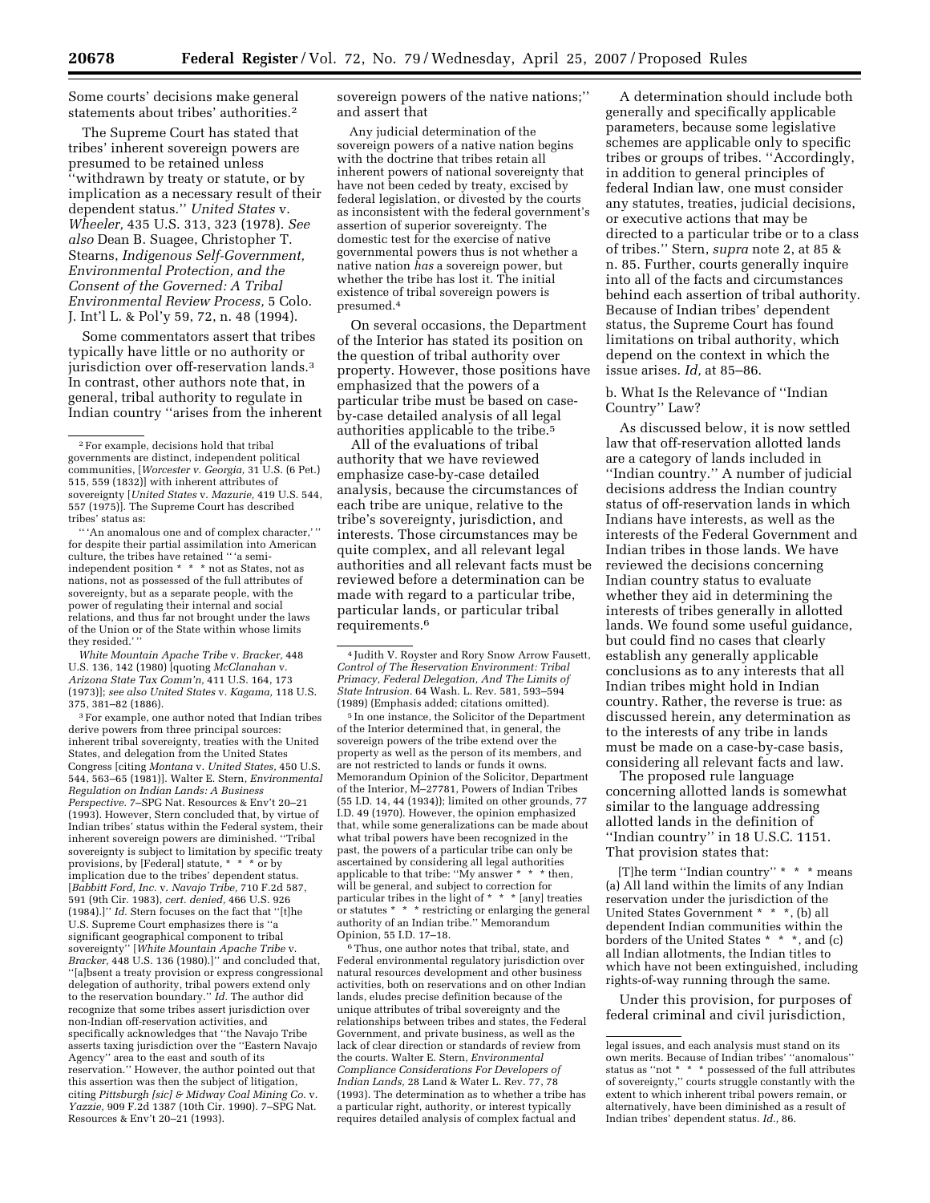Some courts' decisions make general statements about tribes' authorities.[2]

The Supreme Court has stated that tribes' inherent sovereign powers are presumed to be retained unless ''withdrawn by treaty or statute, or by implication as a necessary result of their dependent status.'' *United States* v. *Wheeler,* 435 U.S. 313, 323 (1978). *See also* Dean B. Suagee, Christopher T. Stearns, *Indigenous Self-Government, Environmental Protection, and the Consent of the Governed: A Tribal Environmental Review Process,* 5 Colo. J. Int'l L. & Pol'y 59, 72, n. 48 (1994).

Some commentators assert that tribes typically have little or no authority or jurisdiction over off-reservation lands.[3] In contrast, other authors note that, in general, tribal authority to regulate in Indian country ''arises from the inherent sovereign powers of the native nations;'' and assert that

> Any judicial determination of the sovereign powers of a native nation begins with the doctrine that tribes retain all inherent powers of national sovereignty that have not been ceded by treaty, excised by federal legislation, or divested by the courts as inconsistent with the federal government's assertion of superior sovereignty. The domestic test for the exercise of native governmental powers thus is not whether a native nation *has* a sovereign power, but whether the tribe has lost it. The initial existence of tribal sovereign powers is presumed.[4]

On several occasions, the Department of the Interior has stated its position on the question of tribal authority over property. However, those positions have emphasized that the powers of a particular tribe must be based on case-by-case detailed analysis of all legal authorities applicable to the tribe.[5]

All of the evaluations of tribal authority that we have reviewed emphasize case-by-case detailed analysis, because the circumstances of each tribe are unique, relative to the tribe's sovereignty, jurisdiction, and interests. Those circumstances may be quite complex, and all relevant legal authorities and all relevant facts must be reviewed before a determination can be made with regard to a particular tribe, particular lands, or particular tribal requirements.[6]

A determination should include both generally and specifically applicable parameters, because some legislative schemes are applicable only to specific tribes or groups of tribes. ''Accordingly, in addition to general principles of federal Indian law, one must consider any statutes, treaties, judicial decisions, or executive actions that may be directed to a particular tribe or to a class of tribes.'' Stern, *supra* note 2, at 85 & n. 85. Further, courts generally inquire into all of the facts and circumstances behind each assertion of tribal authority. Because of Indian tribes' dependent status, the Supreme Court has found limitations on tribal authority, which depend on the context in which the issue arises. *Id,* at 85–86.

b. What Is the Relevance of ''Indian Country'' Law?

As discussed below, it is now settled law that off-reservation allotted lands are a category of lands included in ''Indian country.'' A number of judicial decisions address the Indian country status of off-reservation lands in which Indians have interests, as well as the interests of the Federal Government and Indian tribes in those lands. We have reviewed the decisions concerning Indian country status to evaluate whether they aid in determining the interests of tribes generally in allotted lands. We found some useful guidance, but could find no cases that clearly establish any generally applicable conclusions as to any interests that all Indian tribes might hold in Indian country. Rather, the reverse is true: as discussed herein, any determination as to the interests of any tribe in lands must be made on a case-by-case basis, considering all relevant facts and law.

The proposed rule language concerning allotted lands is somewhat similar to the language addressing allotted lands in the definition of ''Indian country'' in 18 U.S.C. 1151. That provision states that:

> [T]he term ''Indian country'' * * * means (a) All land within the limits of any Indian reservation under the jurisdiction of the United States Government * * *, (b) all dependent Indian communities within the borders of the United States * * *, and (c) all Indian allotments, the Indian titles to which have not been extinguished, including rights-of-way running through the same.

Under this provision, for purposes of federal criminal and civil jurisdiction,

---

[2] For example, decisions hold that tribal governments are distinct, independent political communities, [*Worcester v. Georgia,* 31 U.S. (6 Pet.) 515, 559 (1832)] with inherent attributes of sovereignty [*United States* v. *Mazurie,* 419 U.S. 544, 557 (1975)]. The Supreme Court has described tribes' status as:

> '' 'An anomalous one and of complex character,' '' for despite their partial assimilation into American culture, the tribes have retained '' 'a semi-independent position * * * not as States, not as nations, not as possessed of the full attributes of sovereignty, but as a separate people, with the power of regulating their internal and social relations, and thus far not brought under the laws of the Union or of the State within whose limits they resided.' ''

*White Mountain Apache Tribe* v. *Bracker,* 448 U.S. 136, 142 (1980) [quoting *McClanahan* v. *Arizona State Tax Comm'n,* 411 U.S. 164, 173 (1973)]; *see also United States* v. *Kagama,* 118 U.S. 375, 381–82 (1886).

[3] For example, one author noted that Indian tribes derive powers from three principal sources: inherent tribal sovereignty, treaties with the United States, and delegation from the United States Congress [citing *Montana* v. *United States,* 450 U.S. 544, 563–65 (1981)]. Walter E. Stern, *Environmental Regulation on Indian Lands: A Business Perspective.* 7–SPG Nat. Resources & Env't 20–21 (1993). However, Stern concluded that, by virtue of Indian tribes' status within the Federal system, their inherent sovereign powers are diminished. ''Tribal sovereignty is subject to limitation by specific treaty provisions, by [Federal] statute, * * * or by implication due to the tribes' dependent status. [*Babbitt Ford, Inc.* v. *Navajo Tribe,* 710 F.2d 587, 591 (9th Cir. 1983), *cert. denied,* 466 U.S. 926 (1984).]'' *Id.* Stern focuses on the fact that ''[t]he U.S. Supreme Court emphasizes there is ''a significant geographical component to tribal sovereignty'' [*White Mountain Apache Tribe* v. *Bracker,* 448 U.S. 136 (1980).]'' and concluded that, ''[a]bsent a treaty provision or express congressional delegation of authority, tribal powers extend only to the reservation boundary.'' *Id.* The author did recognize that some tribes assert jurisdiction over non-Indian off-reservation activities, and specifically acknowledges that ''the Navajo Tribe asserts taxing jurisdiction over the ''Eastern Navajo Agency'' area to the east and south of its reservation.'' However, the author pointed out that this assertion was then the subject of litigation, citing *Pittsburgh [sic] & Midway Coal Mining Co.* v. *Yazzie,* 909 F.2d 1387 (10th Cir. 1990). 7–SPG Nat. Resources & Env't 20–21 (1993).

[4] Judith V. Royster and Rory Snow Arrow Fausett, *Control of The Reservation Environment: Tribal Primacy, Federal Delegation, And The Limits of State Intrusion.* 64 Wash. L. Rev. 581, 593–594 (1989) (Emphasis added; citations omitted).

[5] In one instance, the Solicitor of the Department of the Interior determined that, in general, the sovereign powers of the tribe extend over the property as well as the person of its members, and are not restricted to lands or funds it owns. Memorandum Opinion of the Solicitor, Department of the Interior, M–27781, Powers of Indian Tribes (55 I.D. 14, 44 (1934)); limited on other grounds, 77 I.D. 49 (1970). However, the opinion emphasized that, while some generalizations can be made about what tribal powers have been recognized in the past, the powers of a particular tribe can only be ascertained by considering all legal authorities applicable to that tribe: ''My answer * * * then, will be general, and subject to correction for particular tribes in the light of * * * [any] treaties or statutes * * * restricting or enlarging the general authority of an Indian tribe.'' Memorandum Opinion, 55 I.D. 17–18.

[6] Thus, one author notes that tribal, state, and Federal environmental regulatory jurisdiction over natural resources development and other business activities, both on reservations and on other Indian lands, eludes precise definition because of the unique attributes of tribal sovereignty and the relationships between tribes and states, the Federal Government, and private business, as well as the lack of clear direction or standards of review from the courts. Walter E. Stern, *Environmental Compliance Considerations For Developers of Indian Lands,* 28 Land & Water L. Rev. 77, 78 (1993). The determination as to whether a tribe has a particular right, authority, or interest typically requires detailed analysis of complex factual and legal issues, and each analysis must stand on its own merits. Because of Indian tribes' ''anomalous'' status as ''not * * * possessed of the full attributes of sovereignty,'' courts struggle constantly with the extent to which inherent tribal powers remain, or alternatively, have been diminished as a result of Indian tribes' dependent status. *Id.,* 86.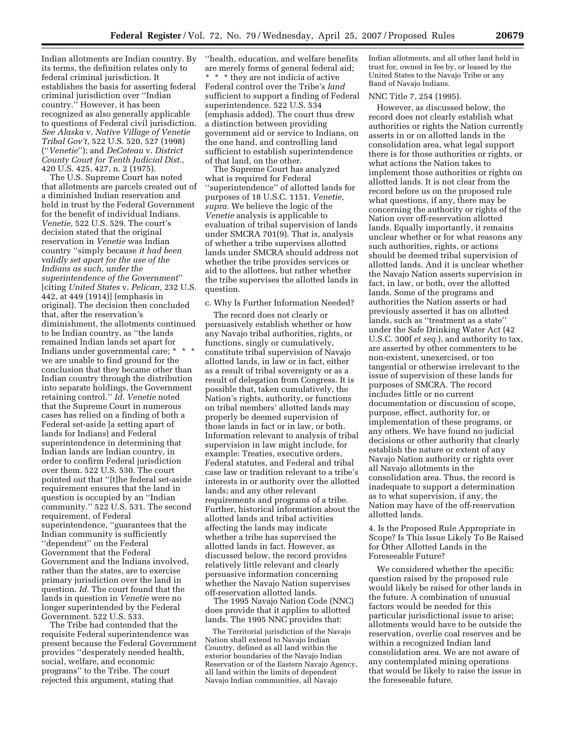Indian allotments are Indian country. By its terms, the definition relates only to federal criminal jurisdiction. It establishes the basis for asserting federal criminal jurisdiction over ''Indian country.'' However, it has been recognized as also generally applicable to questions of Federal civil jurisdiction. *See Alaska* v. *Native Village of Venetie Tribal Gov't,* 522 U.S. 520, 527 (1998) (''*Venetie*''); and *DeCoteau* v. *District County Court for Tenth Judicial Dist.,* 420 U.S. 425, 427, n. 2 (1975).

The U.S. Supreme Court has noted that allotments are parcels created out of a diminished Indian reservation and held in trust by the Federal Government for the benefit of individual Indians. *Venetie,* 522 U.S. 529. The court's decision stated that the original reservation in *Venetie* was Indian country ''simply because *it had been validly set apart for the use of the Indians as such, under the superintendence of the Government*'' [citing *United States* v. *Pelican,* 232 U.S. 442, at 449 (1914)] (emphasis in original). The decision then concluded that, after the reservation's diminishment, the allotments continued to be Indian country, as ''the lands remained Indian lands set apart for Indians under governmental care; * * * we are unable to find ground for the conclusion that they became other than Indian country through the distribution into separate holdings, the Government retaining control.'' *Id. Venetie* noted that the Supreme Court in numerous cases has relied on a finding of both a Federal set-aside [a setting apart of lands for Indians] and Federal superintendence in determining that Indian lands are Indian country, in order to confirm Federal jurisdiction over them. 522 U.S. 530. The court pointed out that ''[t]he federal set-aside requirement ensures that the land in question is occupied by an ''Indian community.'' 522 U.S. 531. The second requirement, of Federal superintendence, ''guarantees that the Indian community is sufficiently ''dependent'' on the Federal Government that the Federal Government and the Indians involved, rather than the states, are to exercise primary jurisdiction over the land in question. *Id.* The court found that the lands in question in *Venetie* were no longer superintended by the Federal Government. 522 U.S. 533.

The Tribe had contended that the requisite Federal superintendence was present because the Federal Government provides ''desperately needed health, social, welfare, and economic programs'' to the Tribe. The court rejected this argument, stating that ''health, education, and welfare benefits are merely forms of general federal aid; * * * they are not indicia of active Federal control over the Tribe's *land* sufficient to support a finding of Federal superintendence. 522 U.S. 534 (emphasis added). The court thus drew a distinction between providing government aid or service to Indians, on the one hand, and controlling land sufficient to establish superintendence of that land, on the other.

The Supreme Court has analyzed what is required for Federal ''superintendence'' of allotted lands for purposes of 18 U.S.C. 1151. *Venetie, supra.* We believe the logic of the *Venetie* analysis is applicable to evaluation of tribal supervision of lands under SMCRA 701(9). That is, analysis of whether a tribe supervises allotted lands under SMCRA should address not whether the tribe provides services or aid to the allottees, but rather whether the tribe supervises the allotted lands in question.

c. Why Is Further Information Needed?

The record does not clearly or persuasively establish whether or how any Navajo tribal authorities, rights, or functions, singly or cumulatively, constitute tribal supervision of Navajo allotted lands, in law or in fact, either as a result of tribal sovereignty or as a result of delegation from Congress. It is possible that, taken cumulatively, the Nation's rights, authority, or functions on tribal members' allotted lands may properly be deemed supervision of those lands in fact or in law, or both. Information relevant to analysis of tribal supervision in law might include, for example: Treaties, executive orders, Federal statutes, and Federal and tribal case law or tradition relevant to a tribe's interests in or authority over the allotted lands; and any other relevant requirements and programs of a tribe. Further, historical information about the allotted lands and tribal activities affecting the lands may indicate whether a tribe has supervised the allotted lands in fact. However, as discussed below, the record provides relatively little relevant and clearly persuasive information concerning whether the Navajo Nation supervises off-reservation allotted lands.

The 1995 Navajo Nation Code (NNC) does provide that it applies to allotted lands. The 1995 NNC provides that:

> The Territorial jurisdiction of the Navajo Nation shall extend to Navajo Indian Country, defined as all land within the exterior boundaries of the Navajo Indian Reservation or of the Eastern Navajo Agency, all land within the limits of dependent Navajo Indian communities, all Navajo Indian allotments, and all other land held in trust for, owned in fee by, or leased by the United States to the Navajo Tribe or any Band of Navajo Indians.

NNC Title 7, 254 (1995).

However, as discussed below, the record does not clearly establish what authorities or rights the Nation currently asserts in or on allotted lands in the consolidation area, what legal support there is for those authorities or rights, or what actions the Nation takes to implement those authorities or rights on allotted lands. It is not clear from the record before us on the proposed rule what questions, if any, there may be concerning the authority or rights of the Nation over off-reservation allotted lands. Equally importantly, it remains unclear whether or for what reasons any such authorities, rights, or actions should be deemed tribal supervision of allotted lands. And it is unclear whether the Navajo Nation asserts supervision in fact, in law, or both, over the allotted lands. Some of the programs and authorities the Nation asserts or had previously asserted it has on allotted lands, such as ''treatment as a state'' under the Safe Drinking Water Act (42 U.S.C. 300f *et seq.*), and authority to tax, are asserted by other commenters to be non-existent, unexercised, or too tangential or otherwise irrelevant to the issue of supervision of these lands for purposes of SMCRA. The record includes little or no current documentation or discussion of scope, purpose, effect, authority for, or implementation of these programs, or any others. We have found no judicial decisions or other authority that clearly establish the nature or extent of any Navajo Nation authority or rights over all Navajo allotments in the consolidation area. Thus, the record is inadequate to support a determination as to what supervision, if any, the Nation may have of the off-reservation allotted lands.

4. Is the Proposed Rule Appropriate in Scope? Is This Issue Likely To Be Raised for Other Allotted Lands in the Foreseeable Future?

We considered whether the specific question raised by the proposed rule would likely be raised for other lands in the future. A combination of unusual factors would be needed for this particular jurisdictional issue to arise; allotments would have to be outside the reservation, overlie coal reserves and be within a recognized Indian land consolidation area. We are not aware of any contemplated mining operations that would be likely to raise the issue in the foreseeable future.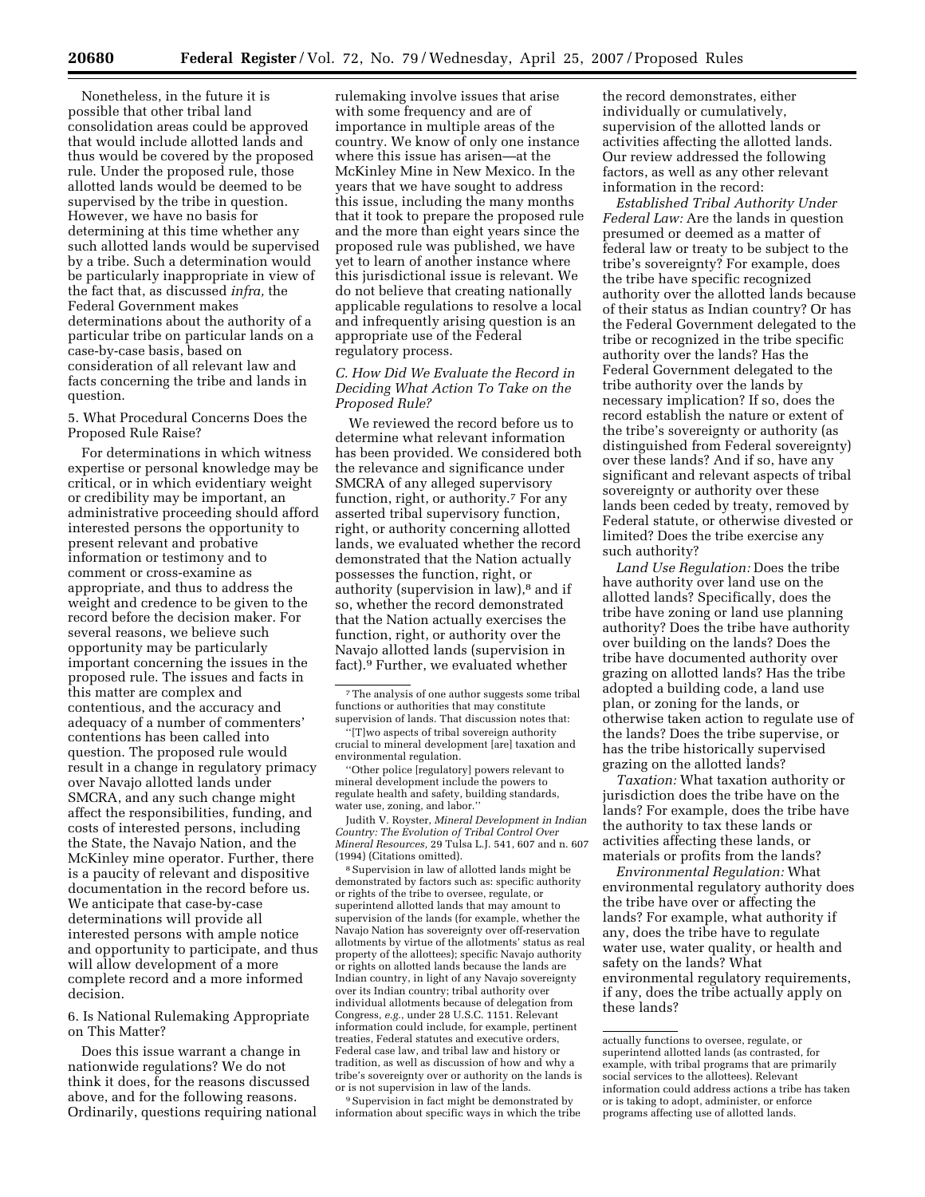Nonetheless, in the future it is possible that other tribal land consolidation areas could be approved that would include allotted lands and thus would be covered by the proposed rule. Under the proposed rule, those allotted lands would be deemed to be supervised by the tribe in question. However, we have no basis for determining at this time whether any such allotted lands would be supervised by a tribe. Such a determination would be particularly inappropriate in view of the fact that, as discussed *infra,* the Federal Government makes determinations about the authority of a particular tribe on particular lands on a case-by-case basis, based on consideration of all relevant law and facts concerning the tribe and lands in question.

5. What Procedural Concerns Does the Proposed Rule Raise?

For determinations in which witness expertise or personal knowledge may be critical, or in which evidentiary weight or credibility may be important, an administrative proceeding should afford interested persons the opportunity to present relevant and probative information or testimony and to comment or cross-examine as appropriate, and thus to address the weight and credence to be given to the record before the decision maker. For several reasons, we believe such opportunity may be particularly important concerning the issues in the proposed rule. The issues and facts in this matter are complex and contentious, and the accuracy and adequacy of a number of commenters' contentions has been called into question. The proposed rule would result in a change in regulatory primacy over Navajo allotted lands under SMCRA, and any such change might affect the responsibilities, funding, and costs of interested persons, including the State, the Navajo Nation, and the McKinley mine operator. Further, there is a paucity of relevant and dispositive documentation in the record before us. We anticipate that case-by-case determinations will provide all interested persons with ample notice and opportunity to participate, and thus will allow development of a more complete record and a more informed decision.

6. Is National Rulemaking Appropriate on This Matter?

Does this issue warrant a change in nationwide regulations? We do not think it does, for the reasons discussed above, and for the following reasons. Ordinarily, questions requiring national rulemaking involve issues that arise with some frequency and are of importance in multiple areas of the country. We know of only one instance where this issue has arisen—at the McKinley Mine in New Mexico. In the years that we have sought to address this issue, including the many months that it took to prepare the proposed rule and the more than eight years since the proposed rule was published, we have yet to learn of another instance where this jurisdictional issue is relevant. We do not believe that creating nationally applicable regulations to resolve a local and infrequently arising question is an appropriate use of the Federal regulatory process.

### *C. How Did We Evaluate the Record in Deciding What Action To Take on the Proposed Rule?*

We reviewed the record before us to determine what relevant information has been provided. We considered both the relevance and significance under SMCRA of any alleged supervisory function, right, or authority.[7] For any asserted tribal supervisory function, right, or authority concerning allotted lands, we evaluated whether the record demonstrated that the Nation actually possesses the function, right, or authority (supervision in law),[8] and if so, whether the record demonstrated that the Nation actually exercises the function, right, or authority over the Navajo allotted lands (supervision in fact).[9] Further, we evaluated whether the record demonstrates, either individually or cumulatively, supervision of the allotted lands or activities affecting the allotted lands. Our review addressed the following factors, as well as any other relevant information in the record:

*Established Tribal Authority Under Federal Law:* Are the lands in question presumed or deemed as a matter of federal law or treaty to be subject to the tribe's sovereignty? For example, does the tribe have specific recognized authority over the allotted lands because of their status as Indian country? Or has the Federal Government delegated to the tribe or recognized in the tribe specific authority over the lands? Has the Federal Government delegated to the tribe authority over the lands by necessary implication? If so, does the record establish the nature or extent of the tribe's sovereignty or authority (as distinguished from Federal sovereignty) over these lands? And if so, have any significant and relevant aspects of tribal sovereignty or authority over these lands been ceded by treaty, removed by Federal statute, or otherwise divested or limited? Does the tribe exercise any such authority?

*Land Use Regulation:* Does the tribe have authority over land use on the allotted lands? Specifically, does the tribe have zoning or land use planning authority? Does the tribe have authority over building on the lands? Does the tribe have documented authority over grazing on allotted lands? Has the tribe adopted a building code, a land use plan, or zoning for the lands, or otherwise taken action to regulate use of the lands? Does the tribe supervise, or has the tribe historically supervised grazing on the allotted lands?

*Taxation:* What taxation authority or jurisdiction does the tribe have on the lands? For example, does the tribe have the authority to tax these lands or activities affecting these lands, or materials or profits from the lands?

*Environmental Regulation:* What environmental regulatory authority does the tribe have over or affecting the lands? For example, what authority if any, does the tribe have to regulate water use, water quality, or health and safety on the lands? What environmental regulatory requirements, if any, does the tribe actually apply on these lands?

---

[7] The analysis of one author suggests some tribal functions or authorities that may constitute supervision of lands. That discussion notes that:

"[T]wo aspects of tribal sovereign authority crucial to mineral development [are] taxation and environmental regulation.

"Other police [regulatory] powers relevant to mineral development include the powers to regulate health and safety, building standards, water use, zoning, and labor."

Judith V. Royster, *Mineral Development in Indian Country: The Evolution of Tribal Control Over Mineral Resources,* 29 Tulsa L.J. 541, 607 and n. 607 (1994) (Citations omitted).

[8] Supervision in law of allotted lands might be demonstrated by factors such as: specific authority or rights of the tribe to oversee, regulate, or superintend allotted lands that may amount to supervision of the lands (for example, whether the Navajo Nation has sovereignty over off-reservation allotments by virtue of the allotments' status as real property of the allottees); specific Navajo authority or rights on allotted lands because the lands are Indian country, in light of any Navajo sovereignty over its Indian country; tribal authority over individual allotments because of delegation from Congress, *e.g.,* under 28 U.S.C. 1151. Relevant information could include, for example, pertinent treaties, Federal statutes and executive orders, Federal case law, and tribal law and history or tradition, as well as discussion of how and why a tribe's sovereignty over or authority on the lands is or is not supervision in law of the lands.

[9] Supervision in fact might be demonstrated by information about specific ways in which the tribe actually functions to oversee, regulate, or superintend allotted lands (as contrasted, for example, with tribal programs that are primarily social services to the allottees). Relevant information could address actions a tribe has taken or is taking to adopt, administer, or enforce programs affecting use of allotted lands.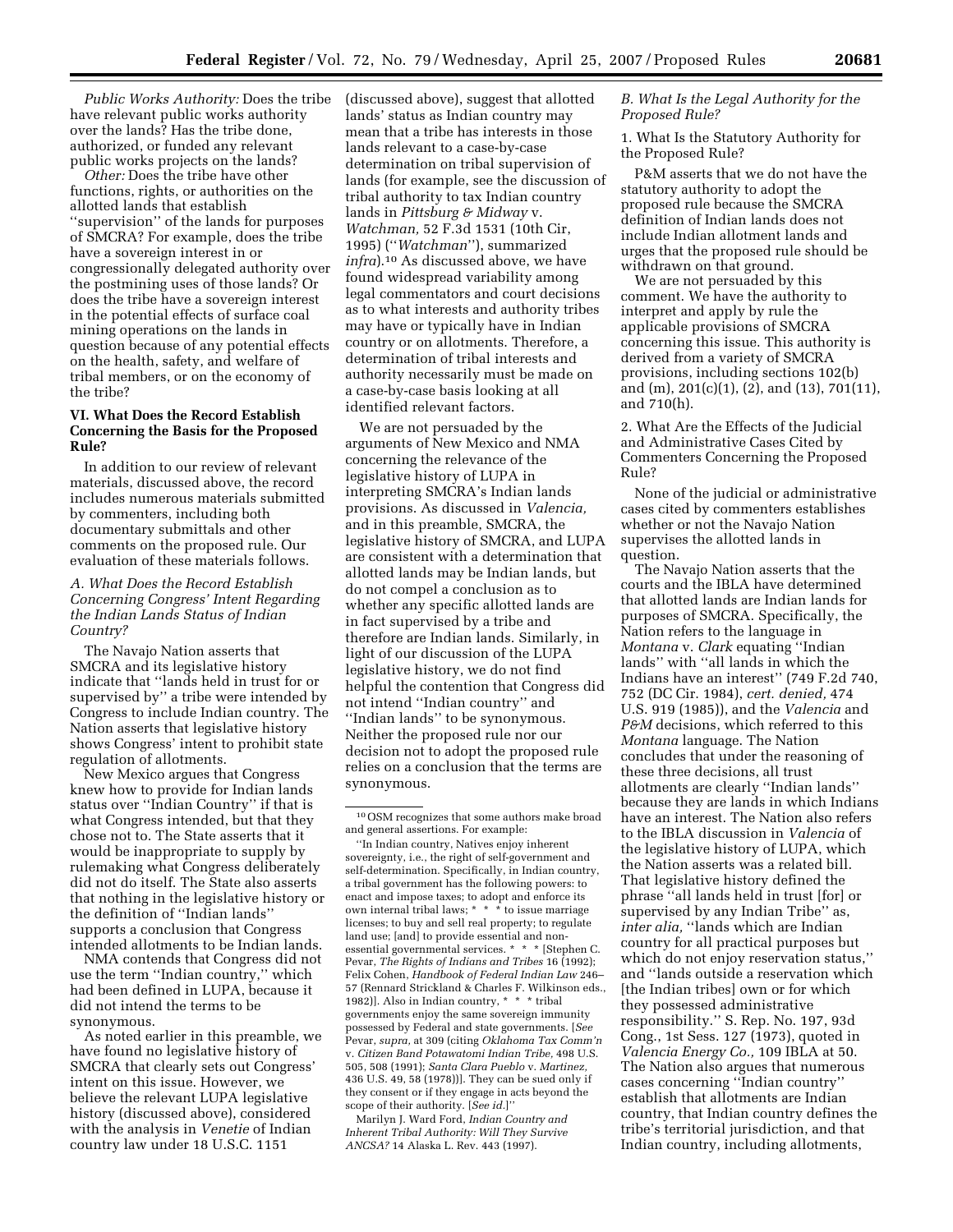*Public Works Authority:* Does the tribe have relevant public works authority over the lands? Has the tribe done, authorized, or funded any relevant public works projects on the lands?

*Other:* Does the tribe have other functions, rights, or authorities on the allotted lands that establish ''supervision'' of the lands for purposes of SMCRA? For example, does the tribe have a sovereign interest in or congressionally delegated authority over the postmining uses of those lands? Or does the tribe have a sovereign interest in the potential effects of surface coal mining operations on the lands in question because of any potential effects on the health, safety, and welfare of tribal members, or on the economy of the tribe?

## VI. What Does the Record Establish Concerning the Basis for the Proposed Rule?

In addition to our review of relevant materials, discussed above, the record includes numerous materials submitted by commenters, including both documentary submittals and other comments on the proposed rule. Our evaluation of these materials follows.

### *A. What Does the Record Establish Concerning Congress' Intent Regarding the Indian Lands Status of Indian Country?*

The Navajo Nation asserts that SMCRA and its legislative history indicate that ''lands held in trust for or supervised by'' a tribe were intended by Congress to include Indian country. The Nation asserts that legislative history shows Congress' intent to prohibit state regulation of allotments.

New Mexico argues that Congress knew how to provide for Indian lands status over ''Indian Country'' if that is what Congress intended, but that they chose not to. The State asserts that it would be inappropriate to supply by rulemaking what Congress deliberately did not do itself. The State also asserts that nothing in the legislative history or the definition of ''Indian lands'' supports a conclusion that Congress intended allotments to be Indian lands.

NMA contends that Congress did not use the term ''Indian country,'' which had been defined in LUPA, because it did not intend the terms to be synonymous.

As noted earlier in this preamble, we have found no legislative history of SMCRA that clearly sets out Congress' intent on this issue. However, we believe the relevant LUPA legislative history (discussed above), considered with the analysis in *Venetie* of Indian country law under 18 U.S.C. 1151 (discussed above), suggest that allotted lands' status as Indian country may mean that a tribe has interests in those lands relevant to a case-by-case determination on tribal supervision of lands (for example, see the discussion of tribal authority to tax Indian country lands in *Pittsburg & Midway* v. *Watchman,* 52 F.3d 1531 (10th Cir, 1995) (''*Watchman*''), summarized *infra*).[10] As discussed above, we have found widespread variability among legal commentators and court decisions as to what interests and authority tribes may have or typically have in Indian country or on allotments. Therefore, a determination of tribal interests and authority necessarily must be made on a case-by-case basis looking at all identified relevant factors.

We are not persuaded by the arguments of New Mexico and NMA concerning the relevance of the legislative history of LUPA in interpreting SMCRA's Indian lands provisions. As discussed in *Valencia,* and in this preamble, SMCRA, the legislative history of SMCRA, and LUPA are consistent with a determination that allotted lands may be Indian lands, but do not compel a conclusion as to whether any specific allotted lands are in fact supervised by a tribe and therefore are Indian lands. Similarly, in light of our discussion of the LUPA legislative history, we do not find helpful the contention that Congress did not intend ''Indian country'' and ''Indian lands'' to be synonymous. Neither the proposed rule nor our decision not to adopt the proposed rule relies on a conclusion that the terms are synonymous.

[10] OSM recognizes that some authors make broad and general assertions. For example:

''In Indian country, Natives enjoy inherent sovereignty, i.e., the right of self-government and self-determination. Specifically, in Indian country, a tribal government has the following powers: to enact and impose taxes; to adopt and enforce its own internal tribal laws; * * * to issue marriage licenses; to buy and sell real property; to regulate land use; [and] to provide essential and non-essential governmental services. * * * [Stephen C. Pevar, *The Rights of Indians and Tribes* 16 (1992); Felix Cohen, *Handbook of Federal Indian Law* 246–57 (Rennard Strickland & Charles F. Wilkinson eds., 1982)]. Also in Indian country, * * * tribal governments enjoy the same sovereign immunity possessed by Federal and state governments. [*See* Pevar, *supra,* at 309 (citing *Oklahoma Tax Comm'n* v. *Citizen Band Potawatomi Indian Tribe,* 498 U.S. 505, 508 (1991); *Santa Clara Pueblo* v. *Martinez,* 436 U.S. 49, 58 (1978))]. They can be sued only if they consent or if they engage in acts beyond the scope of their authority. [*See id.*]''

Marilyn J. Ward Ford, *Indian Country and Inherent Tribal Authority: Will They Survive ANCSA?* 14 Alaska L. Rev. 443 (1997).

### *B. What Is the Legal Authority for the Proposed Rule?*

1. What Is the Statutory Authority for the Proposed Rule?

P&M asserts that we do not have the statutory authority to adopt the proposed rule because the SMCRA definition of Indian lands does not include Indian allotment lands and urges that the proposed rule should be withdrawn on that ground.

We are not persuaded by this comment. We have the authority to interpret and apply by rule the applicable provisions of SMCRA concerning this issue. This authority is derived from a variety of SMCRA provisions, including sections 102(b) and (m), 201(c)(1), (2), and (13), 701(11), and 710(h).

2. What Are the Effects of the Judicial and Administrative Cases Cited by Commenters Concerning the Proposed Rule?

None of the judicial or administrative cases cited by commenters establishes whether or not the Navajo Nation supervises the allotted lands in question.

The Navajo Nation asserts that the courts and the IBLA have determined that allotted lands are Indian lands for purposes of SMCRA. Specifically, the Nation refers to the language in *Montana* v. *Clark* equating ''Indian lands'' with ''all lands in which the Indians have an interest'' (749 F.2d 740, 752 (DC Cir. 1984), *cert. denied,* 474 U.S. 919 (1985)), and the *Valencia* and *P&M* decisions, which referred to this *Montana* language. The Nation concludes that under the reasoning of these three decisions, all trust allotments are clearly ''Indian lands'' because they are lands in which Indians have an interest. The Nation also refers to the IBLA discussion in *Valencia* of the legislative history of LUPA, which the Nation asserts was a related bill. That legislative history defined the phrase ''all lands held in trust [for] or supervised by any Indian Tribe'' as, *inter alia,* ''lands which are Indian country for all practical purposes but which do not enjoy reservation status,'' and ''lands outside a reservation which [the Indian tribes] own or for which they possessed administrative responsibility.'' S. Rep. No. 197, 93d Cong., 1st Sess. 127 (1973), quoted in *Valencia Energy Co.,* 109 IBLA at 50. The Nation also argues that numerous cases concerning ''Indian country'' establish that allotments are Indian country, that Indian country defines the tribe's territorial jurisdiction, and that Indian country, including allotments,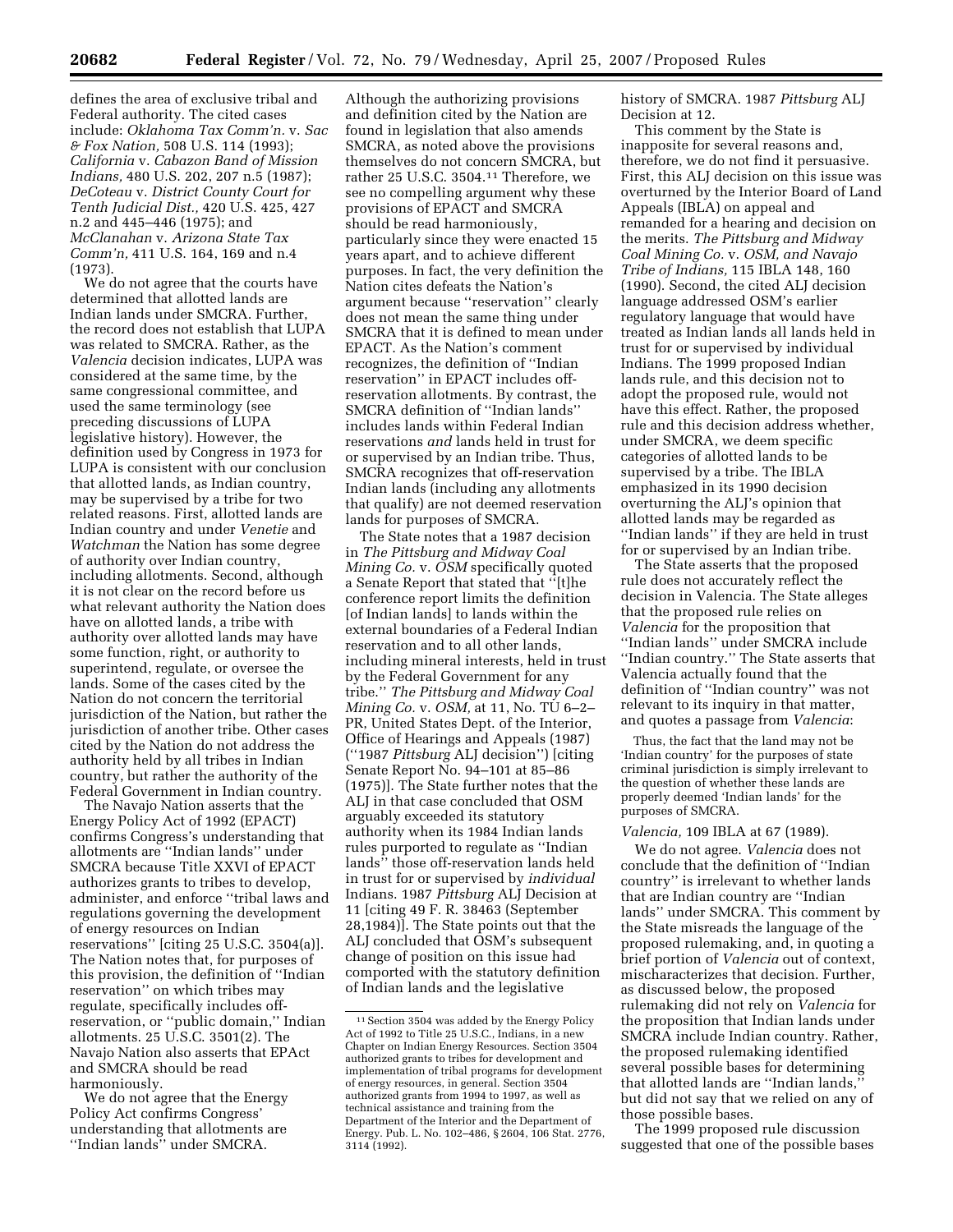defines the area of exclusive tribal and Federal authority. The cited cases include: *Oklahoma Tax Comm'n.* v. *Sac & Fox Nation,* 508 U.S. 114 (1993); *California* v. *Cabazon Band of Mission Indians,* 480 U.S. 202, 207 n.5 (1987); *DeCoteau* v. *District County Court for Tenth Judicial Dist.,* 420 U.S. 425, 427 n.2 and 445–446 (1975); and *McClanahan* v. *Arizona State Tax Comm'n,* 411 U.S. 164, 169 and n.4 (1973).

We do not agree that the courts have determined that allotted lands are Indian lands under SMCRA. Further, the record does not establish that LUPA was related to SMCRA. Rather, as the *Valencia* decision indicates, LUPA was considered at the same time, by the same congressional committee, and used the same terminology (see preceding discussions of LUPA legislative history). However, the definition used by Congress in 1973 for LUPA is consistent with our conclusion that allotted lands, as Indian country, may be supervised by a tribe for two related reasons. First, allotted lands are Indian country and under *Venetie* and *Watchman* the Nation has some degree of authority over Indian country, including allotments. Second, although it is not clear on the record before us what relevant authority the Nation does have on allotted lands, a tribe with authority over allotted lands may have some function, right, or authority to superintend, regulate, or oversee the lands. Some of the cases cited by the Nation do not concern the territorial jurisdiction of the Nation, but rather the jurisdiction of another tribe. Other cases cited by the Nation do not address the authority held by all tribes in Indian country, but rather the authority of the Federal Government in Indian country.

The Navajo Nation asserts that the Energy Policy Act of 1992 (EPACT) confirms Congress's understanding that allotments are ''Indian lands'' under SMCRA because Title XXVI of EPACT authorizes grants to tribes to develop, administer, and enforce ''tribal laws and regulations governing the development of energy resources on Indian reservations'' [citing 25 U.S.C. 3504(a)]. The Nation notes that, for purposes of this provision, the definition of ''Indian reservation'' on which tribes may regulate, specifically includes off-reservation, or ''public domain,'' Indian allotments. 25 U.S.C. 3501(2). The Navajo Nation also asserts that EPAct and SMCRA should be read harmoniously.

We do not agree that the Energy Policy Act confirms Congress' understanding that allotments are ''Indian lands'' under SMCRA. Although the authorizing provisions and definition cited by the Nation are found in legislation that also amends SMCRA, as noted above the provisions themselves do not concern SMCRA, but rather 25 U.S.C. 3504.[11] Therefore, we see no compelling argument why these provisions of EPACT and SMCRA should be read harmoniously, particularly since they were enacted 15 years apart, and to achieve different purposes. In fact, the very definition the Nation cites defeats the Nation's argument because ''reservation'' clearly does not mean the same thing under SMCRA that it is defined to mean under EPACT. As the Nation's comment recognizes, the definition of ''Indian reservation'' in EPACT includes off-reservation allotments. By contrast, the SMCRA definition of ''Indian lands'' includes lands within Federal Indian reservations *and* lands held in trust for or supervised by an Indian tribe. Thus, SMCRA recognizes that off-reservation Indian lands (including any allotments that qualify) are not deemed reservation lands for purposes of SMCRA.

The State notes that a 1987 decision in *The Pittsburg and Midway Coal Mining Co.* v. *OSM* specifically quoted a Senate Report that stated that ''[t]he conference report limits the definition [of Indian lands] to lands within the external boundaries of a Federal Indian reservation and to all other lands, including mineral interests, held in trust by the Federal Government for any tribe.'' *The Pittsburg and Midway Coal Mining Co.* v. *OSM,* at 11, No. TU 6–2–PR, United States Dept. of the Interior, Office of Hearings and Appeals (1987) (''1987 *Pittsburg* ALJ decision'') [citing Senate Report No. 94–101 at 85–86 (1975)]. The State further notes that the ALJ in that case concluded that OSM arguably exceeded its statutory authority when its 1984 Indian lands rules purported to regulate as ''Indian lands'' those off-reservation lands held in trust for or supervised by *individual* Indians. 1987 *Pittsburg* ALJ Decision at 11 [citing 49 F. R. 38463 (September 28,1984)]. The State points out that the ALJ concluded that OSM's subsequent change of position on this issue had comported with the statutory definition of Indian lands and the legislative history of SMCRA. 1987 *Pittsburg* ALJ Decision at 12.

This comment by the State is inapposite for several reasons and, therefore, we do not find it persuasive. First, this ALJ decision on this issue was overturned by the Interior Board of Land Appeals (IBLA) on appeal and remanded for a hearing and decision on the merits. *The Pittsburg and Midway Coal Mining Co.* v. *OSM, and Navajo Tribe of Indians,* 115 IBLA 148, 160 (1990). Second, the cited ALJ decision language addressed OSM's earlier regulatory language that would have treated as Indian lands all lands held in trust for or supervised by individual Indians. The 1999 proposed Indian lands rule, and this decision not to adopt the proposed rule, would not have this effect. Rather, the proposed rule and this decision address whether, under SMCRA, we deem specific categories of allotted lands to be supervised by a tribe. The IBLA emphasized in its 1990 decision overturning the ALJ's opinion that allotted lands may be regarded as ''Indian lands'' if they are held in trust for or supervised by an Indian tribe.

The State asserts that the proposed rule does not accurately reflect the decision in Valencia. The State alleges that the proposed rule relies on *Valencia* for the proposition that ''Indian lands'' under SMCRA include ''Indian country.'' The State asserts that Valencia actually found that the definition of ''Indian country'' was not relevant to its inquiry in that matter, and quotes a passage from *Valencia*:

> Thus, the fact that the land may not be 'Indian country' for the purposes of state criminal jurisdiction is simply irrelevant to the question of whether these lands are properly deemed 'Indian lands' for the purposes of SMCRA.

*Valencia,* 109 IBLA at 67 (1989).

We do not agree. *Valencia* does not conclude that the definition of ''Indian country'' is irrelevant to whether lands that are Indian country are ''Indian lands'' under SMCRA. This comment by the State misreads the language of the proposed rulemaking, and, in quoting a brief portion of *Valencia* out of context, mischaracterizes that decision. Further, as discussed below, the proposed rulemaking did not rely on *Valencia* for the proposition that Indian lands under SMCRA include Indian country. Rather, the proposed rulemaking identified several possible bases for determining that allotted lands are ''Indian lands,'' but did not say that we relied on any of those possible bases.

The 1999 proposed rule discussion suggested that one of the possible bases

---

[11] Section 3504 was added by the Energy Policy Act of 1992 to Title 25 U.S.C., Indians, in a new Chapter on Indian Energy Resources. Section 3504 authorized grants to tribes for development and implementation of tribal programs for development of energy resources, in general. Section 3504 authorized grants from 1994 to 1997, as well as technical assistance and training from the Department of the Interior and the Department of Energy. Pub. L. No. 102–486, § 2604, 106 Stat. 2776, 3114 (1992).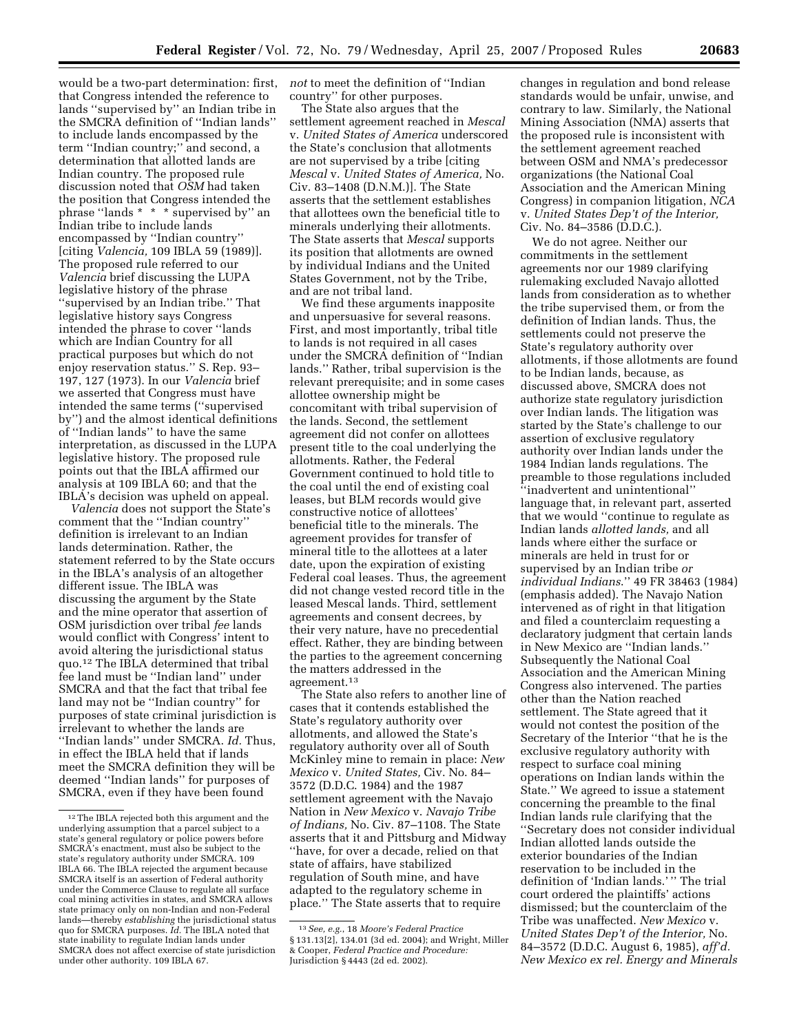would be a two-part determination: first, that Congress intended the reference to lands ''supervised by'' an Indian tribe in the SMCRA definition of ''Indian lands'' to include lands encompassed by the term ''Indian country;'' and second, a determination that allotted lands are Indian country. The proposed rule discussion noted that *OSM* had taken the position that Congress intended the phrase ''lands * * * supervised by'' an Indian tribe to include lands encompassed by ''Indian country'' [citing *Valencia,* 109 IBLA 59 (1989)]. The proposed rule referred to our *Valencia* brief discussing the LUPA legislative history of the phrase ''supervised by an Indian tribe.'' That legislative history says Congress intended the phrase to cover ''lands which are Indian Country for all practical purposes but which do not enjoy reservation status.'' S. Rep. 93–197, 127 (1973). In our *Valencia* brief we asserted that Congress must have intended the same terms (''supervised by'') and the almost identical definitions of ''Indian lands'' to have the same interpretation, as discussed in the LUPA legislative history. The proposed rule points out that the IBLA affirmed our analysis at 109 IBLA 60; and that the IBLA's decision was upheld on appeal.

*Valencia* does not support the State's comment that the ''Indian country'' definition is irrelevant to an Indian lands determination. Rather, the statement referred to by the State occurs in the IBLA's analysis of an altogether different issue. The IBLA was discussing the argument by the State and the mine operator that assertion of OSM jurisdiction over tribal *fee* lands would conflict with Congress' intent to avoid altering the jurisdictional status quo.[12] The IBLA determined that tribal fee land must be ''Indian land'' under SMCRA and that the fact that tribal fee land may not be ''Indian country'' for purposes of state criminal jurisdiction is irrelevant to whether the lands are ''Indian lands'' under SMCRA. *Id.* Thus, in effect the IBLA held that if lands meet the SMCRA definition they will be deemed ''Indian lands'' for purposes of SMCRA, even if they have been found *not* to meet the definition of ''Indian country'' for other purposes.

The State also argues that the settlement agreement reached in *Mescal* v. *United States of America* underscored the State's conclusion that allotments are not supervised by a tribe [citing *Mescal* v. *United States of America,* No. Civ. 83–1408 (D.N.M.)]. The State asserts that the settlement establishes that allottees own the beneficial title to minerals underlying their allotments. The State asserts that *Mescal* supports its position that allotments are owned by individual Indians and the United States Government, not by the Tribe, and are not tribal land.

We find these arguments inapposite and unpersuasive for several reasons. First, and most importantly, tribal title to lands is not required in all cases under the SMCRA definition of ''Indian lands.'' Rather, tribal supervision is the relevant prerequisite; and in some cases allottee ownership might be concomitant with tribal supervision of the lands. Second, the settlement agreement did not confer on allottees present title to the coal underlying the allotments. Rather, the Federal Government continued to hold title to the coal until the end of existing coal leases, but BLM records would give constructive notice of allottees' beneficial title to the minerals. The agreement provides for transfer of mineral title to the allottees at a later date, upon the expiration of existing Federal coal leases. Thus, the agreement did not change vested record title in the leased Mescal lands. Third, settlement agreements and consent decrees, by their very nature, have no precedential effect. Rather, they are binding between the parties to the agreement concerning the matters addressed in the agreement.[13]

The State also refers to another line of cases that it contends established the State's regulatory authority over allotments, and allowed the State's regulatory authority over all of South McKinley mine to remain in place: *New Mexico* v. *United States,* Civ. No. 84–3572 (D.D.C. 1984) and the 1987 settlement agreement with the Navajo Nation in *New Mexico* v. *Navajo Tribe of Indians,* No. Civ. 87–1108. The State asserts that it and Pittsburg and Midway ''have, for over a decade, relied on that state of affairs, have stabilized regulation of South mine, and have adapted to the regulatory scheme in place.'' The State asserts that to require changes in regulation and bond release standards would be unfair, unwise, and contrary to law. Similarly, the National Mining Association (NMA) asserts that the proposed rule is inconsistent with the settlement agreement reached between OSM and NMA's predecessor organizations (the National Coal Association and the American Mining Congress) in companion litigation, *NCA* v. *United States Dep't of the Interior,* Civ. No. 84–3586 (D.D.C.).

We do not agree. Neither our commitments in the settlement agreements nor our 1989 clarifying rulemaking excluded Navajo allotted lands from consideration as to whether the tribe supervised them, or from the definition of Indian lands. Thus, the settlements could not preserve the State's regulatory authority over allotments, if those allotments are found to be Indian lands, because, as discussed above, SMCRA does not authorize state regulatory jurisdiction over Indian lands. The litigation was started by the State's challenge to our assertion of exclusive regulatory authority over Indian lands under the 1984 Indian lands regulations. The preamble to those regulations included ''inadvertent and unintentional'' language that, in relevant part, asserted that we would ''continue to regulate as Indian lands *allotted lands,* and all lands where either the surface or minerals are held in trust for or supervised by an Indian tribe *or individual Indians.*'' 49 FR 38463 (1984) (emphasis added). The Navajo Nation intervened as of right in that litigation and filed a counterclaim requesting a declaratory judgment that certain lands in New Mexico are ''Indian lands.'' Subsequently the National Coal Association and the American Mining Congress also intervened. The parties other than the Nation reached settlement. The State agreed that it would not contest the position of the Secretary of the Interior ''that he is the exclusive regulatory authority with respect to surface coal mining operations on Indian lands within the State.'' We agreed to issue a statement concerning the preamble to the final Indian lands rule clarifying that the ''Secretary does not consider individual Indian allotted lands outside the exterior boundaries of the Indian reservation to be included in the definition of 'Indian lands.' '' The trial court ordered the plaintiffs' actions dismissed; but the counterclaim of the Tribe was unaffected. *New Mexico* v. *United States Dep't of the Interior,* No. 84–3572 (D.D.C. August 6, 1985), *aff'd. New Mexico ex rel. Energy and Minerals*

---

[12] The IBLA rejected both this argument and the underlying assumption that a parcel subject to a state's general regulatory or police powers before SMCRA's enactment, must also be subject to the state's regulatory authority under SMCRA. 109 IBLA 66. The IBLA rejected the argument because SMCRA itself is an assertion of Federal authority under the Commerce Clause to regulate all surface coal mining activities in states, and SMCRA allows state primacy only on non-Indian and non-Federal lands—thereby *establishing* the jurisdictional status quo for SMCRA purposes. *Id.* The IBLA noted that state inability to regulate Indian lands under SMCRA does not affect exercise of state jurisdiction under other authority. 109 IBLA 67.

[13] *See, e.g.,* 18 *Moore's Federal Practice* § 131.13[2], 134.01 (3d ed. 2004); and Wright, Miller & Cooper, *Federal Practice and Procedure:* Jurisdiction § 4443 (2d ed. 2002).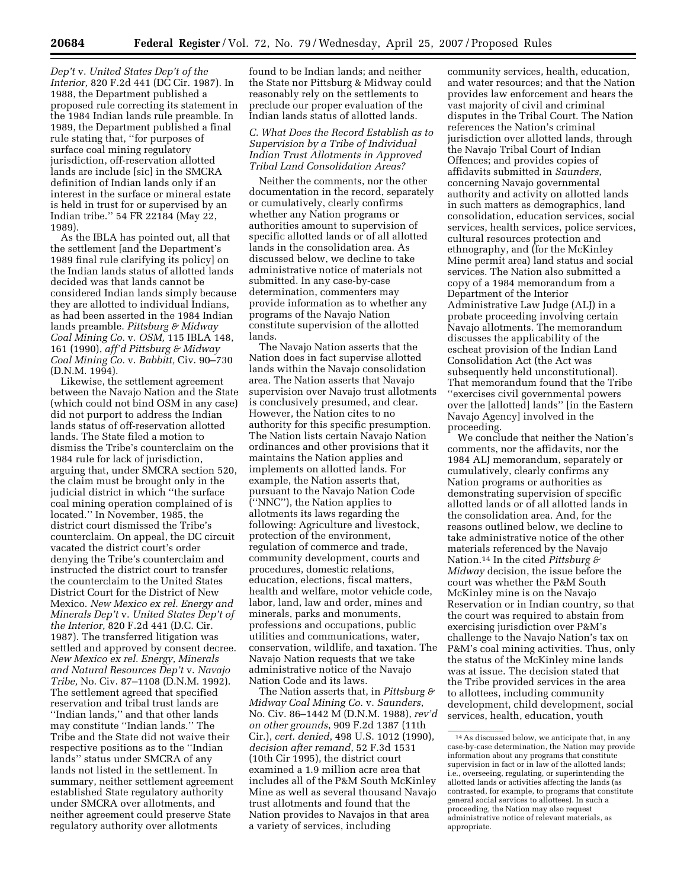*Dep't* v. *United States Dep't of the Interior,* 820 F.2d 441 (DC Cir. 1987). In 1988, the Department published a proposed rule correcting its statement in the 1984 Indian lands rule preamble. In 1989, the Department published a final rule stating that, ''for purposes of surface coal mining regulatory jurisdiction, off-reservation allotted lands are include [sic] in the SMCRA definition of Indian lands only if an interest in the surface or mineral estate is held in trust for or supervised by an Indian tribe.'' 54 FR 22184 (May 22, 1989).

As the IBLA has pointed out, all that the settlement [and the Department's 1989 final rule clarifying its policy] on the Indian lands status of allotted lands decided was that lands cannot be considered Indian lands simply because they are allotted to individual Indians, as had been asserted in the 1984 Indian lands preamble. *Pittsburg & Midway Coal Mining Co.* v. *OSM,* 115 IBLA 148, 161 (1990), *aff'd Pittsburg & Midway Coal Mining Co.* v. *Babbitt,* Civ. 90–730 (D.N.M. 1994).

Likewise, the settlement agreement between the Navajo Nation and the State (which could not bind OSM in any case) did not purport to address the Indian lands status of off-reservation allotted lands. The State filed a motion to dismiss the Tribe's counterclaim on the 1984 rule for lack of jurisdiction, arguing that, under SMCRA section 520, the claim must be brought only in the judicial district in which ''the surface coal mining operation complained of is located.'' In November, 1985, the district court dismissed the Tribe's counterclaim. On appeal, the DC circuit vacated the district court's order denying the Tribe's counterclaim and instructed the district court to transfer the counterclaim to the United States District Court for the District of New Mexico. *New Mexico ex rel. Energy and Minerals Dep't* v. *United States Dep't of the Interior,* 820 F.2d 441 (D.C. Cir. 1987). The transferred litigation was settled and approved by consent decree. *New Mexico ex rel. Energy, Minerals and Natural Resources Dep't* v. *Navajo Tribe,* No. Civ. 87–1108 (D.N.M. 1992). The settlement agreed that specified reservation and tribal trust lands are ''Indian lands,'' and that other lands may constitute ''Indian lands.'' The Tribe and the State did not waive their respective positions as to the ''Indian lands'' status under SMCRA of any lands not listed in the settlement. In summary, neither settlement agreement established State regulatory authority under SMCRA over allotments, and neither agreement could preserve State regulatory authority over allotments found to be Indian lands; and neither the State nor Pittsburg & Midway could reasonably rely on the settlements to preclude our proper evaluation of the Indian lands status of allotted lands.

### *C. What Does the Record Establish as to Supervision by a Tribe of Individual Indian Trust Allotments in Approved Tribal Land Consolidation Areas?*

Neither the comments, nor the other documentation in the record, separately or cumulatively, clearly confirms whether any Nation programs or authorities amount to supervision of specific allotted lands or of all allotted lands in the consolidation area. As discussed below, we decline to take administrative notice of materials not submitted. In any case-by-case determination, commenters may provide information as to whether any programs of the Navajo Nation constitute supervision of the allotted lands.

The Navajo Nation asserts that the Nation does in fact supervise allotted lands within the Navajo consolidation area. The Nation asserts that Navajo supervision over Navajo trust allotments is conclusively presumed, and clear. However, the Nation cites to no authority for this specific presumption. The Nation lists certain Navajo Nation ordinances and other provisions that it maintains the Nation applies and implements on allotted lands. For example, the Nation asserts that, pursuant to the Navajo Nation Code (''NNC''), the Nation applies to allotments its laws regarding the following: Agriculture and livestock, protection of the environment, regulation of commerce and trade, community development, courts and procedures, domestic relations, education, elections, fiscal matters, health and welfare, motor vehicle code, labor, land, law and order, mines and minerals, parks and monuments, professions and occupations, public utilities and communications, water, conservation, wildlife, and taxation. The Navajo Nation requests that we take administrative notice of the Navajo Nation Code and its laws.

The Nation asserts that, in *Pittsburg & Midway Coal Mining Co.* v. *Saunders*, No. Civ. 86–1442 M (D.N.M. 1988), *rev'd on other grounds*, 909 F.2d 1387 (11th Cir.), *cert. denied*, 498 U.S. 1012 (1990), *decision after remand*, 52 F.3d 1531 (10th Cir 1995), the district court examined a 1.9 million acre area that includes all of the P&M South McKinley Mine as well as several thousand Navajo trust allotments and found that the Nation provides to Navajos in that area a variety of services, including community services, health, education, and water resources; and that the Nation provides law enforcement and hears the vast majority of civil and criminal disputes in the Tribal Court. The Nation references the Nation's criminal jurisdiction over allotted lands, through the Navajo Tribal Court of Indian Offences; and provides copies of affidavits submitted in *Saunders*, concerning Navajo governmental authority and activity on allotted lands in such matters as demographics, land consolidation, education services, social services, health services, police services, cultural resources protection and ethnography, and (for the McKinley Mine permit area) land status and social services. The Nation also submitted a copy of a 1984 memorandum from a Department of the Interior Administrative Law Judge (ALJ) in a probate proceeding involving certain Navajo allotments. The memorandum discusses the applicability of the escheat provision of the Indian Land Consolidation Act (the Act was subsequently held unconstitutional). That memorandum found that the Tribe ''exercises civil governmental powers over the [allotted] lands'' [in the Eastern Navajo Agency] involved in the proceeding.

We conclude that neither the Nation's comments, nor the affidavits, nor the 1984 ALJ memorandum, separately or cumulatively, clearly confirms any Nation programs or authorities as demonstrating supervision of specific allotted lands or of all allotted lands in the consolidation area. And, for the reasons outlined below, we decline to take administrative notice of the other materials referenced by the Navajo Nation.[14] In the cited *Pittsburg & Midway* decision, the issue before the court was whether the P&M South McKinley mine is on the Navajo Reservation or in Indian country, so that the court was required to abstain from exercising jurisdiction over P&M's challenge to the Navajo Nation's tax on P&M's coal mining activities. Thus, only the status of the McKinley mine lands was at issue. The decision stated that the Tribe provided services in the area to allottees, including community development, child development, social services, health, education, youth

[14] As discussed below, we anticipate that, in any case-by-case determination, the Nation may provide information about any programs that constitute supervision in fact or in law of the allotted lands; i.e., overseeing, regulating, or superintending the allotted lands or activities affecting the lands (as contrasted, for example, to programs that constitute general social services to allottees). In such a proceeding, the Nation may also request administrative notice of relevant materials, as appropriate.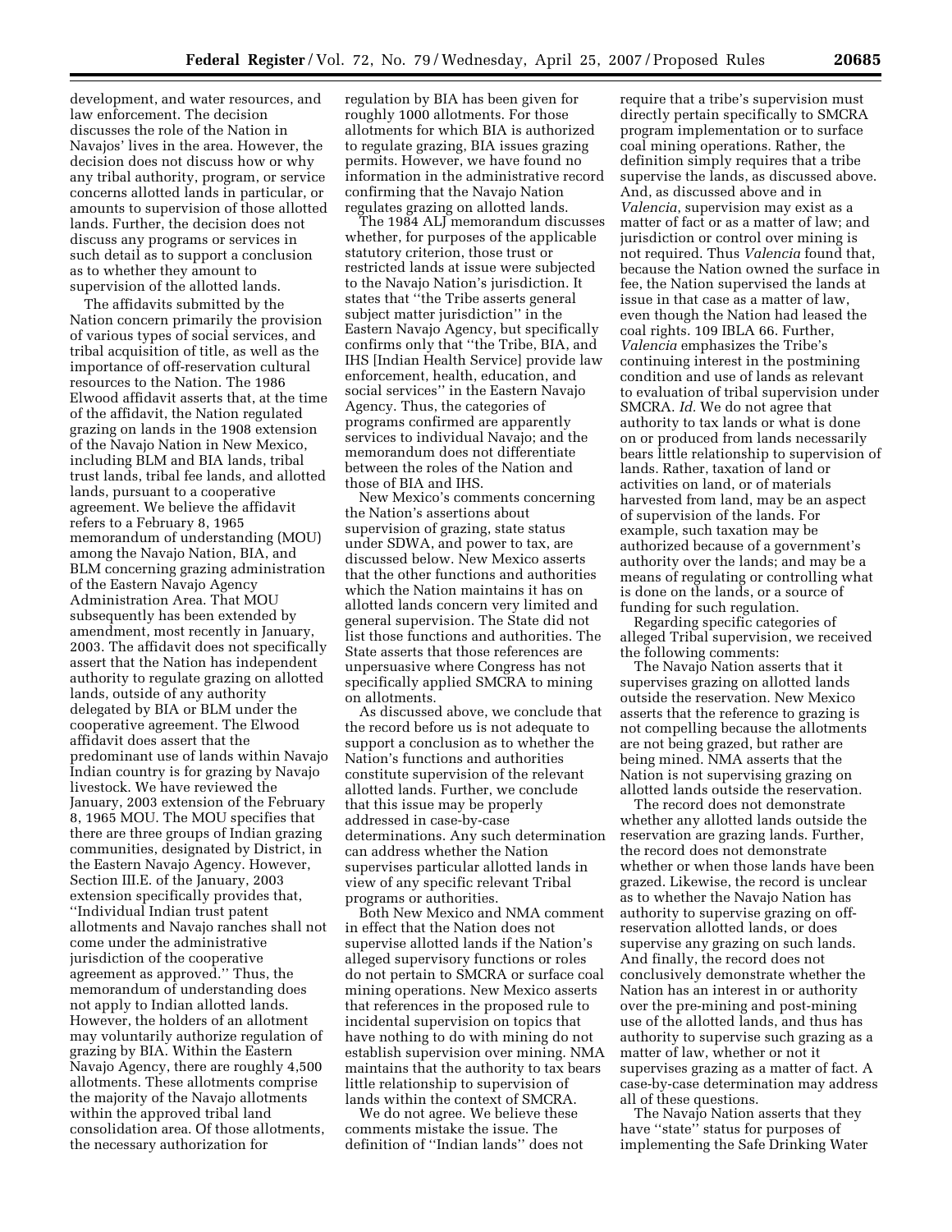development, and water resources, and law enforcement. The decision discusses the role of the Nation in Navajos' lives in the area. However, the decision does not discuss how or why any tribal authority, program, or service concerns allotted lands in particular, or amounts to supervision of those allotted lands. Further, the decision does not discuss any programs or services in such detail as to support a conclusion as to whether they amount to supervision of the allotted lands.

The affidavits submitted by the Nation concern primarily the provision of various types of social services, and tribal acquisition of title, as well as the importance of off-reservation cultural resources to the Nation. The 1986 Elwood affidavit asserts that, at the time of the affidavit, the Nation regulated grazing on lands in the 1908 extension of the Navajo Nation in New Mexico, including BLM and BIA lands, tribal trust lands, tribal fee lands, and allotted lands, pursuant to a cooperative agreement. We believe the affidavit refers to a February 8, 1965 memorandum of understanding (MOU) among the Navajo Nation, BIA, and BLM concerning grazing administration of the Eastern Navajo Agency Administration Area. That MOU subsequently has been extended by amendment, most recently in January, 2003. The affidavit does not specifically assert that the Nation has independent authority to regulate grazing on allotted lands, outside of any authority delegated by BIA or BLM under the cooperative agreement. The Elwood affidavit does assert that the predominant use of lands within Navajo Indian country is for grazing by Navajo livestock. We have reviewed the January, 2003 extension of the February 8, 1965 MOU. The MOU specifies that there are three groups of Indian grazing communities, designated by District, in the Eastern Navajo Agency. However, Section III.E. of the January, 2003 extension specifically provides that, ''Individual Indian trust patent allotments and Navajo ranches shall not come under the administrative jurisdiction of the cooperative agreement as approved.'' Thus, the memorandum of understanding does not apply to Indian allotted lands. However, the holders of an allotment may voluntarily authorize regulation of grazing by BIA. Within the Eastern Navajo Agency, there are roughly 4,500 allotments. These allotments comprise the majority of the Navajo allotments within the approved tribal land consolidation area. Of those allotments, the necessary authorization for regulation by BIA has been given for roughly 1000 allotments. For those allotments for which BIA is authorized to regulate grazing, BIA issues grazing permits. However, we have found no information in the administrative record confirming that the Navajo Nation regulates grazing on allotted lands.

The 1984 ALJ memorandum discusses whether, for purposes of the applicable statutory criterion, those trust or restricted lands at issue were subjected to the Navajo Nation's jurisdiction. It states that ''the Tribe asserts general subject matter jurisdiction'' in the Eastern Navajo Agency, but specifically confirms only that ''the Tribe, BIA, and IHS [Indian Health Service] provide law enforcement, health, education, and social services'' in the Eastern Navajo Agency. Thus, the categories of programs confirmed are apparently services to individual Navajo; and the memorandum does not differentiate between the roles of the Nation and those of BIA and IHS.

New Mexico's comments concerning the Nation's assertions about supervision of grazing, state status under SDWA, and power to tax, are discussed below. New Mexico asserts that the other functions and authorities which the Nation maintains it has on allotted lands concern very limited and general supervision. The State did not list those functions and authorities. The State asserts that those references are unpersuasive where Congress has not specifically applied SMCRA to mining on allotments.

As discussed above, we conclude that the record before us is not adequate to support a conclusion as to whether the Nation's functions and authorities constitute supervision of the relevant allotted lands. Further, we conclude that this issue may be properly addressed in case-by-case determinations. Any such determination can address whether the Nation supervises particular allotted lands in view of any specific relevant Tribal programs or authorities.

Both New Mexico and NMA comment in effect that the Nation does not supervise allotted lands if the Nation's alleged supervisory functions or roles do not pertain to SMCRA or surface coal mining operations. New Mexico asserts that references in the proposed rule to incidental supervision on topics that have nothing to do with mining do not establish supervision over mining. NMA maintains that the authority to tax bears little relationship to supervision of lands within the context of SMCRA.

We do not agree. We believe these comments mistake the issue. The definition of ''Indian lands'' does not require that a tribe's supervision must directly pertain specifically to SMCRA program implementation or to surface coal mining operations. Rather, the definition simply requires that a tribe supervise the lands, as discussed above. And, as discussed above and in *Valencia*, supervision may exist as a matter of fact or as a matter of law; and jurisdiction or control over mining is not required. Thus *Valencia* found that, because the Nation owned the surface in fee, the Nation supervised the lands at issue in that case as a matter of law, even though the Nation had leased the coal rights. 109 IBLA 66. Further, *Valencia* emphasizes the Tribe's continuing interest in the postmining condition and use of lands as relevant to evaluation of tribal supervision under SMCRA. *Id.* We do not agree that authority to tax lands or what is done on or produced from lands necessarily bears little relationship to supervision of lands. Rather, taxation of land or activities on land, or of materials harvested from land, may be an aspect of supervision of the lands. For example, such taxation may be authorized because of a government's authority over the lands; and may be a means of regulating or controlling what is done on the lands, or a source of funding for such regulation.

Regarding specific categories of alleged Tribal supervision, we received the following comments:

The Navajo Nation asserts that it supervises grazing on allotted lands outside the reservation. New Mexico asserts that the reference to grazing is not compelling because the allotments are not being grazed, but rather are being mined. NMA asserts that the Nation is not supervising grazing on allotted lands outside the reservation.

The record does not demonstrate whether any allotted lands outside the reservation are grazing lands. Further, the record does not demonstrate whether or when those lands have been grazed. Likewise, the record is unclear as to whether the Navajo Nation has authority to supervise grazing on off-reservation allotted lands, or does supervise any grazing on such lands. And finally, the record does not conclusively demonstrate whether the Nation has an interest in or authority over the pre-mining and post-mining use of the allotted lands, and thus has authority to supervise such grazing as a matter of law, whether or not it supervises grazing as a matter of fact. A case-by-case determination may address all of these questions.

The Navajo Nation asserts that they have ''state'' status for purposes of implementing the Safe Drinking Water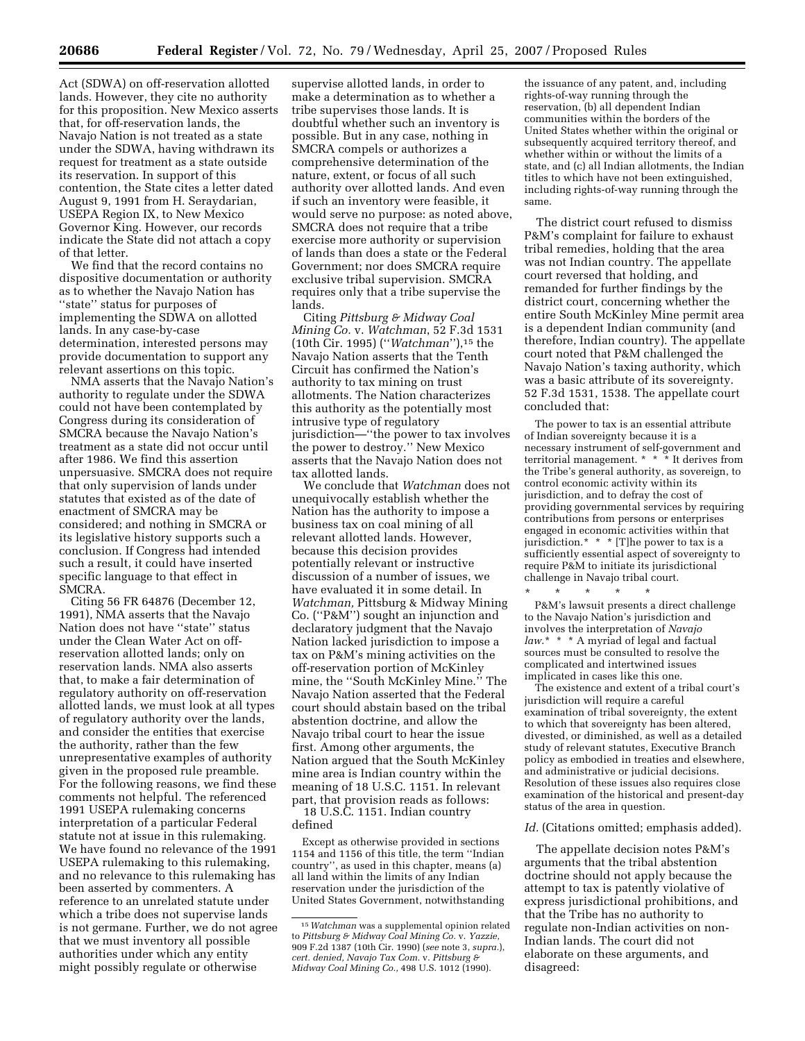Act (SDWA) on off-reservation allotted lands. However, they cite no authority for this proposition. New Mexico asserts that, for off-reservation lands, the Navajo Nation is not treated as a state under the SDWA, having withdrawn its request for treatment as a state outside its reservation. In support of this contention, the State cites a letter dated August 9, 1991 from H. Seraydarian, USEPA Region IX, to New Mexico Governor King. However, our records indicate the State did not attach a copy of that letter.

We find that the record contains no dispositive documentation or authority as to whether the Navajo Nation has ''state'' status for purposes of implementing the SDWA on allotted lands. In any case-by-case determination, interested persons may provide documentation to support any relevant assertions on this topic.

NMA asserts that the Navajo Nation's authority to regulate under the SDWA could not have been contemplated by Congress during its consideration of SMCRA because the Navajo Nation's treatment as a state did not occur until after 1986. We find this assertion unpersuasive. SMCRA does not require that only supervision of lands under statutes that existed as of the date of enactment of SMCRA may be considered; and nothing in SMCRA or its legislative history supports such a conclusion. If Congress had intended such a result, it could have inserted specific language to that effect in SMCRA.

Citing 56 FR 64876 (December 12, 1991), NMA asserts that the Navajo Nation does not have ''state'' status under the Clean Water Act on off-reservation allotted lands; only on reservation lands. NMA also asserts that, to make a fair determination of regulatory authority on off-reservation allotted lands, we must look at all types of regulatory authority over the lands, and consider the entities that exercise the authority, rather than the few unrepresentative examples of authority given in the proposed rule preamble. For the following reasons, we find these comments not helpful. The referenced 1991 USEPA rulemaking concerns interpretation of a particular Federal statute not at issue in this rulemaking. We have found no relevance of the 1991 USEPA rulemaking to this rulemaking, and no relevance to this rulemaking has been asserted by commenters. A reference to an unrelated statute under which a tribe does not supervise lands is not germane. Further, we do not agree that we must inventory all possible authorities under which any entity might possibly regulate or otherwise supervise allotted lands, in order to make a determination as to whether a tribe supervises those lands. It is doubtful whether such an inventory is possible. But in any case, nothing in SMCRA compels or authorizes a comprehensive determination of the nature, extent, or focus of all such authority over allotted lands. And even if such an inventory were feasible, it would serve no purpose: as noted above, SMCRA does not require that a tribe exercise more authority or supervision of lands than does a state or the Federal Government; nor does SMCRA require exclusive tribal supervision. SMCRA requires only that a tribe supervise the lands.

Citing *Pittsburg & Midway Coal Mining Co.* v. *Watchman*, 52 F.3d 1531 (10th Cir. 1995) (''*Watchman*''),[15] the Navajo Nation asserts that the Tenth Circuit has confirmed the Nation's authority to tax mining on trust allotments. The Nation characterizes this authority as the potentially most intrusive type of regulatory jurisdiction—''the power to tax involves the power to destroy.'' New Mexico asserts that the Navajo Nation does not tax allotted lands.

We conclude that *Watchman* does not unequivocally establish whether the Nation has the authority to impose a business tax on coal mining of all relevant allotted lands. However, because this decision provides potentially relevant or instructive discussion of a number of issues, we have evaluated it in some detail. In *Watchman,* Pittsburg & Midway Mining Co. (''P&M'') sought an injunction and declaratory judgment that the Navajo Nation lacked jurisdiction to impose a tax on P&M's mining activities on the off-reservation portion of McKinley mine, the ''South McKinley Mine.'' The Navajo Nation asserted that the Federal court should abstain based on the tribal abstention doctrine, and allow the Navajo tribal court to hear the issue first. Among other arguments, the Nation argued that the South McKinley mine area is Indian country within the meaning of 18 U.S.C. 1151. In relevant part, that provision reads as follows:

18 U.S.C. 1151. Indian country defined

Except as otherwise provided in sections 1154 and 1156 of this title, the term ''Indian country'', as used in this chapter, means (a) all land within the limits of any Indian reservation under the jurisdiction of the United States Government, notwithstanding the issuance of any patent, and, including rights-of-way running through the reservation, (b) all dependent Indian communities within the borders of the United States whether within the original or subsequently acquired territory thereof, and whether within or without the limits of a state, and (c) all Indian allotments, the Indian titles to which have not been extinguished, including rights-of-way running through the same.

The district court refused to dismiss P&M's complaint for failure to exhaust tribal remedies, holding that the area was not Indian country. The appellate court reversed that holding, and remanded for further findings by the district court, concerning whether the entire South McKinley Mine permit area is a dependent Indian community (and therefore, Indian country). The appellate court noted that P&M challenged the Navajo Nation's taxing authority, which was a basic attribute of its sovereignty. 52 F.3d 1531, 1538. The appellate court concluded that:

The power to tax is an essential attribute of Indian sovereignty because it is a necessary instrument of self-government and territorial management. * * * It derives from the Tribe's general authority, as sovereign, to control economic activity within its jurisdiction, and to defray the cost of providing governmental services by requiring contributions from persons or enterprises engaged in economic activities within that jurisdiction.* * * [T]he power to tax is a sufficiently essential aspect of sovereignty to require P&M to initiate its jurisdictional challenge in Navajo tribal court.

\* \* \* \* \*

P&M's lawsuit presents a direct challenge to the Navajo Nation's jurisdiction and involves the interpretation of *Navajo law*.* * * A myriad of legal and factual sources must be consulted to resolve the complicated and intertwined issues implicated in cases like this one.

The existence and extent of a tribal court's jurisdiction will require a careful examination of tribal sovereignty, the extent to which that sovereignty has been altered, divested, or diminished, as well as a detailed study of relevant statutes, Executive Branch policy as embodied in treaties and elsewhere, and administrative or judicial decisions. Resolution of these issues also requires close examination of the historical and present-day status of the area in question.

*Id.* (Citations omitted; emphasis added).

The appellate decision notes P&M's arguments that the tribal abstention doctrine should not apply because the attempt to tax is patently violative of express jurisdictional prohibitions, and that the Tribe has no authority to regulate non-Indian activities on non-Indian lands. The court did not elaborate on these arguments, and disagreed:

[15] *Watchman* was a supplemental opinion related to *Pittsburg & Midway Coal Mining Co.* v. *Yazzie*, 909 F.2d 1387 (10th Cir. 1990) (*see* note 3, *supra.*), *cert. denied, Navajo Tax Com.* v. *Pittsburg & Midway Coal Mining Co.,* 498 U.S. 1012 (1990).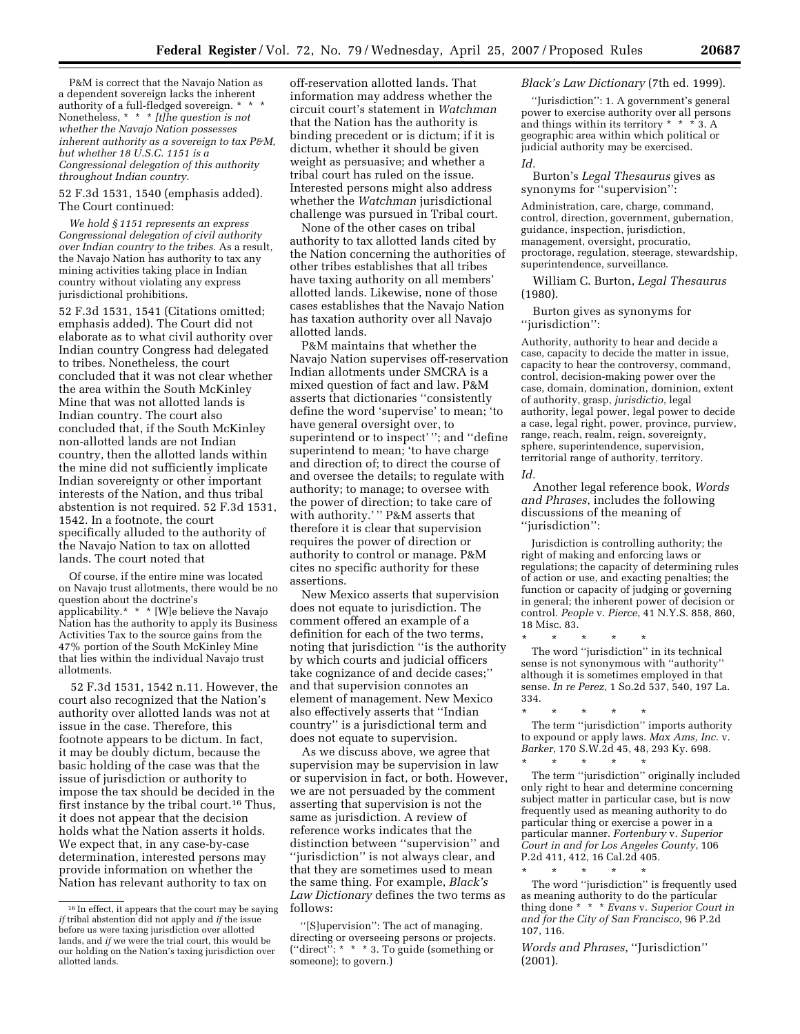P&M is correct that the Navajo Nation as a dependent sovereign lacks the inherent authority of a full-fledged sovereign. * * * Nonetheless, * * * *[t]he question is not whether the Navajo Nation possesses inherent authority as a sovereign to tax P&M, but whether 18 U.S.C. 1151 is a Congressional delegation of this authority throughout Indian country.*

52 F.3d 1531, 1540 (emphasis added). The Court continued:

*We hold § 1151 represents an express Congressional delegation of civil authority over Indian country to the tribes.* As a result, the Navajo Nation has authority to tax any mining activities taking place in Indian country without violating any express jurisdictional prohibitions.

52 F.3d 1531, 1541 (Citations omitted; emphasis added). The Court did not elaborate as to what civil authority over Indian country Congress had delegated to tribes. Nonetheless, the court concluded that it was not clear whether the area within the South McKinley Mine that was not allotted lands is Indian country. The court also concluded that, if the South McKinley non-allotted lands are not Indian country, then the allotted lands within the mine did not sufficiently implicate Indian sovereignty or other important interests of the Nation, and thus tribal abstention is not required. 52 F.3d 1531, 1542. In a footnote, the court specifically alluded to the authority of the Navajo Nation to tax on allotted lands. The court noted that

Of course, if the entire mine was located on Navajo trust allotments, there would be no question about the doctrine's applicability.* * * [W]e believe the Navajo Nation has the authority to apply its Business Activities Tax to the source gains from the 47% portion of the South McKinley Mine that lies within the individual Navajo trust allotments.

52 F.3d 1531, 1542 n.11. However, the court also recognized that the Nation's authority over allotted lands was not at issue in the case. Therefore, this footnote appears to be dictum. In fact, it may be doubly dictum, because the basic holding of the case was that the issue of jurisdiction or authority to impose the tax should be decided in the first instance by the tribal court.[16] Thus, it does not appear that the decision holds what the Nation asserts it holds. We expect that, in any case-by-case determination, interested persons may provide information on whether the Nation has relevant authority to tax on off-reservation allotted lands. That information may address whether the circuit court's statement in *Watchman* that the Nation has the authority is binding precedent or is dictum; if it is dictum, whether it should be given weight as persuasive; and whether a tribal court has ruled on the issue. Interested persons might also address whether the *Watchman* jurisdictional challenge was pursued in Tribal court.

None of the other cases on tribal authority to tax allotted lands cited by the Nation concerning the authorities of other tribes establishes that all tribes have taxing authority on all members' allotted lands. Likewise, none of those cases establishes that the Navajo Nation has taxation authority over all Navajo allotted lands.

P&M maintains that whether the Navajo Nation supervises off-reservation Indian allotments under SMCRA is a mixed question of fact and law. P&M asserts that dictionaries "consistently define the word 'supervise' to mean; 'to have general oversight over, to superintend or to inspect' "; and "define superintend to mean; 'to have charge and direction of; to direct the course of and oversee the details; to regulate with authority; to manage; to oversee with the power of direction; to take care of with authority.' " P&M asserts that therefore it is clear that supervision requires the power of direction or authority to control or manage. P&M cites no specific authority for these assertions.

New Mexico asserts that supervision does not equate to jurisdiction. The comment offered an example of a definition for each of the two terms, noting that jurisdiction "is the authority by which courts and judicial officers take cognizance of and decide cases;" and that supervision connotes an element of management. New Mexico also effectively asserts that "Indian country" is a jurisdictional term and does not equate to supervision.

As we discuss above, we agree that supervision may be supervision in law or supervision in fact, or both. However, we are not persuaded by the comment asserting that supervision is not the same as jurisdiction. A review of reference works indicates that the distinction between "supervision" and "jurisdiction" is not always clear, and that they are sometimes used to mean the same thing. For example, *Black's Law Dictionary* defines the two terms as follows:

"[S]upervision": The act of managing, directing or overseeing persons or projects. ("direct": * * * 3. To guide (something or someone); to govern.)

*Black's Law Dictionary* (7th ed. 1999).

"Jurisdiction": 1. A government's general power to exercise authority over all persons and things within its territory * * * 3. A geographic area within which political or judicial authority may be exercised.

*Id.*

Burton's *Legal Thesaurus* gives as synonyms for "supervision":

Administration, care, charge, command, control, direction, government, gubernation, guidance, inspection, jurisdiction, management, oversight, procuratio, proctorage, regulation, steerage, stewardship, superintendence, surveillance.

William C. Burton, *Legal Thesaurus* (1980).

Burton gives as synonyms for "jurisdiction":

Authority, authority to hear and decide a case, capacity to decide the matter in issue, capacity to hear the controversy, command, control, decision-making power over the case, domain, domination, dominion, extent of authority, grasp, *jurisdictio*, legal authority, legal power, legal power to decide a case, legal right, power, province, purview, range, reach, realm, reign, sovereignty, sphere, superintendence, supervision, territorial range of authority, territory.

*Id.*

Another legal reference book, *Words and Phrases*, includes the following discussions of the meaning of "jurisdiction":

Jurisdiction is controlling authority; the right of making and enforcing laws or regulations; the capacity of determining rules of action or use, and exacting penalties; the function or capacity of judging or governing in general; the inherent power of decision or control. *People* v. *Pierce*, 41 N.Y.S. 858, 860, 18 Misc. 83.

\* \* \* \* \*

The word "jurisdiction" in its technical sense is not synonymous with "authority" although it is sometimes employed in that sense. *In re Perez*, 1 So.2d 537, 540, 197 La. 334.

\* \* \* \* \*

The term "jurisdiction" imports authority to expound or apply laws. *Max Ams, Inc.* v. *Barker*, 170 S.W.2d 45, 48, 293 Ky. 698.

\* \* \* \* \*

The term "jurisdiction" originally included only right to hear and determine concerning subject matter in particular case, but is now frequently used as meaning authority to do particular thing or exercise a power in a particular manner. *Fortenbury* v. *Superior Court in and for Los Angeles County*, 106 P.2d 411, 412, 16 Cal.2d 405.

\* \* \* \* \*

The word "jurisdiction" is frequently used as meaning authority to do the particular thing done * * * *Evans* v. *Superior Court in and for the City of San Francisco*, 96 P.2d 107, 116.

*Words and Phrases*, "Jurisdiction" (2001).

---

[16] In effect, it appears that the court may be saying *if* tribal abstention did not apply and *if* the issue before us were taxing jurisdiction over allotted lands, and *if* we were the trial court, this would be our holding on the Nation's taxing jurisdiction over allotted lands.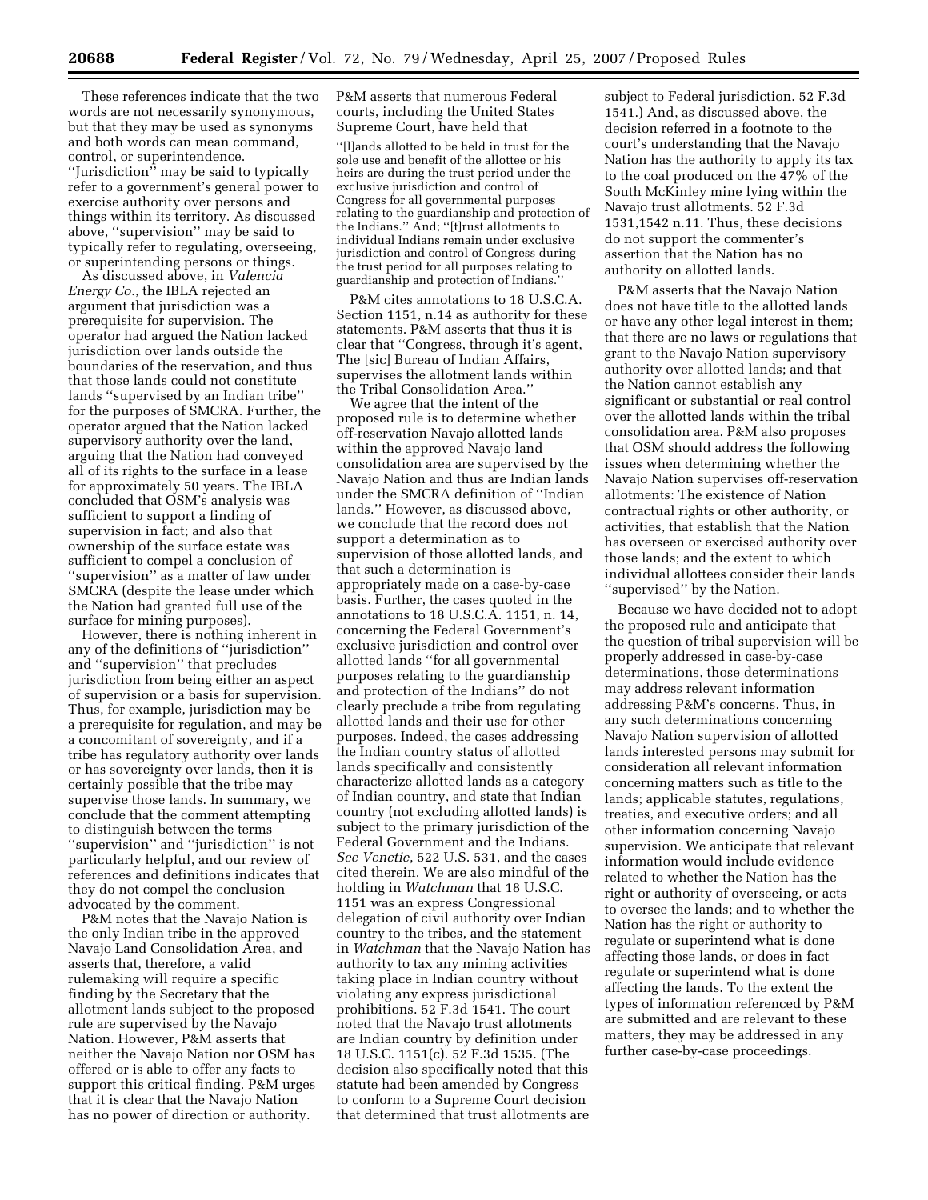These references indicate that the two words are not necessarily synonymous, but that they may be used as synonyms and both words can mean command, control, or superintendence. ''Jurisdiction'' may be said to typically refer to a government's general power to exercise authority over persons and things within its territory. As discussed above, ''supervision'' may be said to typically refer to regulating, overseeing, or superintending persons or things.

As discussed above, in *Valencia Energy Co.*, the IBLA rejected an argument that jurisdiction was a prerequisite for supervision. The operator had argued the Nation lacked jurisdiction over lands outside the boundaries of the reservation, and thus that those lands could not constitute lands ''supervised by an Indian tribe'' for the purposes of SMCRA. Further, the operator argued that the Nation lacked supervisory authority over the land, arguing that the Nation had conveyed all of its rights to the surface in a lease for approximately 50 years. The IBLA concluded that OSM's analysis was sufficient to support a finding of supervision in fact; and also that ownership of the surface estate was sufficient to compel a conclusion of ''supervision'' as a matter of law under SMCRA (despite the lease under which the Nation had granted full use of the surface for mining purposes).

However, there is nothing inherent in any of the definitions of ''jurisdiction'' and ''supervision'' that precludes jurisdiction from being either an aspect of supervision or a basis for supervision. Thus, for example, jurisdiction may be a prerequisite for regulation, and may be a concomitant of sovereignty, and if a tribe has regulatory authority over lands or has sovereignty over lands, then it is certainly possible that the tribe may supervise those lands. In summary, we conclude that the comment attempting to distinguish between the terms ''supervision'' and ''jurisdiction'' is not particularly helpful, and our review of references and definitions indicates that they do not compel the conclusion advocated by the comment.

P&M notes that the Navajo Nation is the only Indian tribe in the approved Navajo Land Consolidation Area, and asserts that, therefore, a valid rulemaking will require a specific finding by the Secretary that the allotment lands subject to the proposed rule are supervised by the Navajo Nation. However, P&M asserts that neither the Navajo Nation nor OSM has offered or is able to offer any facts to support this critical finding. P&M urges that it is clear that the Navajo Nation has no power of direction or authority. P&M asserts that numerous Federal courts, including the United States Supreme Court, have held that

> ''[l]ands allotted to be held in trust for the sole use and benefit of the allottee or his heirs are during the trust period under the exclusive jurisdiction and control of Congress for all governmental purposes relating to the guardianship and protection of the Indians.'' And; ''[t]rust allotments to individual Indians remain under exclusive jurisdiction and control of Congress during the trust period for all purposes relating to guardianship and protection of Indians.''

P&M cites annotations to 18 U.S.C.A. Section 1151, n.14 as authority for these statements. P&M asserts that thus it is clear that ''Congress, through it's agent, The [sic] Bureau of Indian Affairs, supervises the allotment lands within the Tribal Consolidation Area.''

We agree that the intent of the proposed rule is to determine whether off-reservation Navajo allotted lands within the approved Navajo land consolidation area are supervised by the Navajo Nation and thus are Indian lands under the SMCRA definition of ''Indian lands.'' However, as discussed above, we conclude that the record does not support a determination as to supervision of those allotted lands, and that such a determination is appropriately made on a case-by-case basis. Further, the cases quoted in the annotations to 18 U.S.C.A. 1151, n. 14, concerning the Federal Government's exclusive jurisdiction and control over allotted lands ''for all governmental purposes relating to the guardianship and protection of the Indians'' do not clearly preclude a tribe from regulating allotted lands and their use for other purposes. Indeed, the cases addressing the Indian country status of allotted lands specifically and consistently characterize allotted lands as a category of Indian country, and state that Indian country (not excluding allotted lands) is subject to the primary jurisdiction of the Federal Government and the Indians. *See Venetie*, 522 U.S. 531, and the cases cited therein. We are also mindful of the holding in *Watchman* that 18 U.S.C. 1151 was an express Congressional delegation of civil authority over Indian country to the tribes, and the statement in *Watchman* that the Navajo Nation has authority to tax any mining activities taking place in Indian country without violating any express jurisdictional prohibitions. 52 F.3d 1541. The court noted that the Navajo trust allotments are Indian country by definition under 18 U.S.C. 1151(c). 52 F.3d 1535. (The decision also specifically noted that this statute had been amended by Congress to conform to a Supreme Court decision that determined that trust allotments are subject to Federal jurisdiction. 52 F.3d 1541.) And, as discussed above, the decision referred in a footnote to the court's understanding that the Navajo Nation has the authority to apply its tax to the coal produced on the 47% of the South McKinley mine lying within the Navajo trust allotments. 52 F.3d 1531,1542 n.11. Thus, these decisions do not support the commenter's assertion that the Nation has no authority on allotted lands.

P&M asserts that the Navajo Nation does not have title to the allotted lands or have any other legal interest in them; that there are no laws or regulations that grant to the Navajo Nation supervisory authority over allotted lands; and that the Nation cannot establish any significant or substantial or real control over the allotted lands within the tribal consolidation area. P&M also proposes that OSM should address the following issues when determining whether the Navajo Nation supervises off-reservation allotments: The existence of Nation contractual rights or other authority, or activities, that establish that the Nation has overseen or exercised authority over those lands; and the extent to which individual allottees consider their lands ''supervised'' by the Nation.

Because we have decided not to adopt the proposed rule and anticipate that the question of tribal supervision will be properly addressed in case-by-case determinations, those determinations may address relevant information addressing P&M's concerns. Thus, in any such determinations concerning Navajo Nation supervision of allotted lands interested persons may submit for consideration all relevant information concerning matters such as title to the lands; applicable statutes, regulations, treaties, and executive orders; and all other information concerning Navajo supervision. We anticipate that relevant information would include evidence related to whether the Nation has the right or authority of overseeing, or acts to oversee the lands; and to whether the Nation has the right or authority to regulate or superintend what is done affecting those lands, or does in fact regulate or superintend what is done affecting the lands. To the extent the types of information referenced by P&M are submitted and are relevant to these matters, they may be addressed in any further case-by-case proceedings.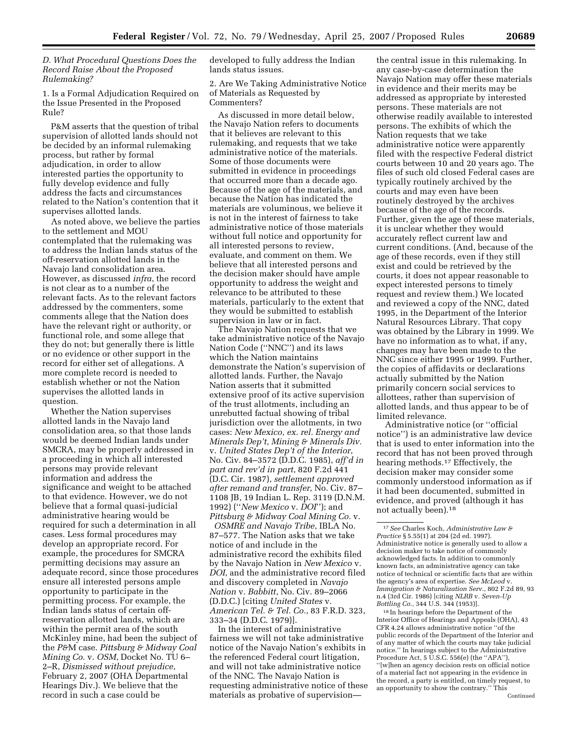### D. What Procedural Questions Does the Record Raise About the Proposed Rulemaking?

#### 1. Is a Formal Adjudication Required on the Issue Presented in the Proposed Rule?

P&M asserts that the question of tribal supervision of allotted lands should not be decided by an informal rulemaking process, but rather by formal adjudication, in order to allow interested parties the opportunity to fully develop evidence and fully address the facts and circumstances related to the Nation's contention that it supervises allotted lands.

As noted above, we believe the parties to the settlement and MOU contemplated that the rulemaking was to address the Indian lands status of the off-reservation allotted lands in the Navajo land consolidation area. However, as discussed *infra*, the record is not clear as to a number of the relevant facts. As to the relevant factors addressed by the commenters, some comments allege that the Nation does have the relevant right or authority, or functional role, and some allege that they do not; but generally there is little or no evidence or other support in the record for either set of allegations. A more complete record is needed to establish whether or not the Nation supervises the allotted lands in question.

Whether the Nation supervises allotted lands in the Navajo land consolidation area, so that those lands would be deemed Indian lands under SMCRA, may be properly addressed in a proceeding in which all interested persons may provide relevant information and address the significance and weight to be attached to that evidence. However, we do not believe that a formal quasi-judicial administrative hearing would be required for such a determination in all cases. Less formal procedures may develop an appropriate record. For example, the procedures for SMCRA permitting decisions may assure an adequate record, since those procedures ensure all interested persons ample opportunity to participate in the permitting process. For example, the Indian lands status of certain off-reservation allotted lands, which are within the permit area of the south McKinley mine, had been the subject of the *P&M* case. *Pittsburg & Midway Coal Mining Co.* v. *OSM*, Docket No. TU 6–2–R, *Dismissed without prejudice*, February 2, 2007 (OHA Departmental Hearings Div.). We believe that the record in such a case could be developed to fully address the Indian lands status issues.

#### 2. Are We Taking Administrative Notice of Materials as Requested by Commenters?

As discussed in more detail below, the Navajo Nation refers to documents that it believes are relevant to this rulemaking, and requests that we take administrative notice of the materials. Some of those documents were submitted in evidence in proceedings that occurred more than a decade ago. Because of the age of the materials, and because the Nation has indicated the materials are voluminous, we believe it is not in the interest of fairness to take administrative notice of those materials without full notice and opportunity for all interested persons to review, evaluate, and comment on them. We believe that all interested persons and the decision maker should have ample opportunity to address the weight and relevance to be attributed to these materials, particularly to the extent that they would be submitted to establish supervision in law or in fact.

The Navajo Nation requests that we take administrative notice of the Navajo Nation Code (''NNC'') and its laws which the Nation maintains demonstrate the Nation's supervision of allotted lands. Further, the Navajo Nation asserts that it submitted extensive proof of its active supervision of the trust allotments, including an unrebutted factual showing of tribal jurisdiction over the allotments, in two cases: *New Mexico, ex. rel. Energy and Minerals Dep't, Mining & Minerals Div.* v. *United States Dep't of the Interior*, No. Civ. 84–3572 (D.D.C. 1985), *aff'd in part and rev'd in part*, 820 F.2d 441 (D.C. Cir. 1987), *settlement approved after remand and transfer,* No. Civ. 87–1108 JB, 19 Indian L. Rep. 3119 (D.N.M. 1992) (''*New Mexico* v. *DOI*''); and *Pittsburg & Midway Coal Mining Co.* v. *OSMRE and Navajo Tribe*, IBLA No. 87–577. The Nation asks that we take notice of and include in the administrative record the exhibits filed by the Navajo Nation in *New Mexico* v. *DOI*, and the administrative record filed and discovery completed in *Navajo Nation* v. *Babbitt*, No. Civ. 89–2066 (D.D.C.) [citing *United States* v. *American Tel. & Tel. Co.*, 83 F.R.D. 323, 333–34 (D.D.C. 1979)].

In the interest of administrative fairness we will not take administrative notice of the Navajo Nation's exhibits in the referenced Federal court litigation, and will not take administrative notice of the NNC. The Navajo Nation is requesting administrative notice of these materials as probative of supervision—the central issue in this rulemaking. In any case-by-case determination the Navajo Nation may offer these materials in evidence and their merits may be addressed as appropriate by interested persons. These materials are not otherwise readily available to interested persons. The exhibits of which the Nation requests that we take administrative notice were apparently filed with the respective Federal district courts between 10 and 20 years ago. The files of such old closed Federal cases are typically routinely archived by the courts and may even have been routinely destroyed by the archives because of the age of the records. Further, given the age of these materials, it is unclear whether they would accurately reflect current law and current conditions. (And, because of the age of these records, even if they still exist and could be retrieved by the courts, it does not appear reasonable to expect interested persons to timely request and review them.) We located and reviewed a copy of the NNC, dated 1995, in the Department of the Interior Natural Resources Library. That copy was obtained by the Library in 1999. We have no information as to what, if any, changes may have been made to the NNC since either 1995 or 1999. Further, the copies of affidavits or declarations actually submitted by the Nation primarily concern social services to allottees, rather than supervision of allotted lands, and thus appear to be of limited relevance.

Administrative notice (or ''official notice'') is an administrative law device that is used to enter information into the record that has not been proved through hearing methods.[17] Effectively, the decision maker may consider some commonly understood information as if it had been documented, submitted in evidence, and proved (although it has not actually been).[18]

---

[17] *See* Charles Koch, *Administrative Law & Practice* § 5.55(1) at 204 (2d ed. 1997). Administrative notice is generally used to allow a decision maker to take notice of commonly acknowledged facts. In addition to commonly known facts, an administrative agency can take notice of technical or scientific facts that are within the agency's area of expertise. *See McLeod* v. *Immigration & Naturalization Serv.*, 802 F.2d 89, 93 n.4 (3rd Cir. 1986) [citing *NLRB* v. *Seven-Up Bottling Co.*, 344 U.S. 344 (1953)].

[18] In hearings before the Department of the Interior Office of Hearings and Appeals (OHA), 43 CFR 4.24 allows administrative notice ''of the public records of the Department of the Interior and of any matter of which the courts may take judicial notice.'' In hearings subject to the Administrative Procedure Act, 5 U.S.C. 556(e) (the ''APA''), ''[w]hen an agency decision rests on official notice of a material fact not appearing in the evidence in the record, a party is entitled, on timely request, to an opportunity to show the contrary.'' This

Continued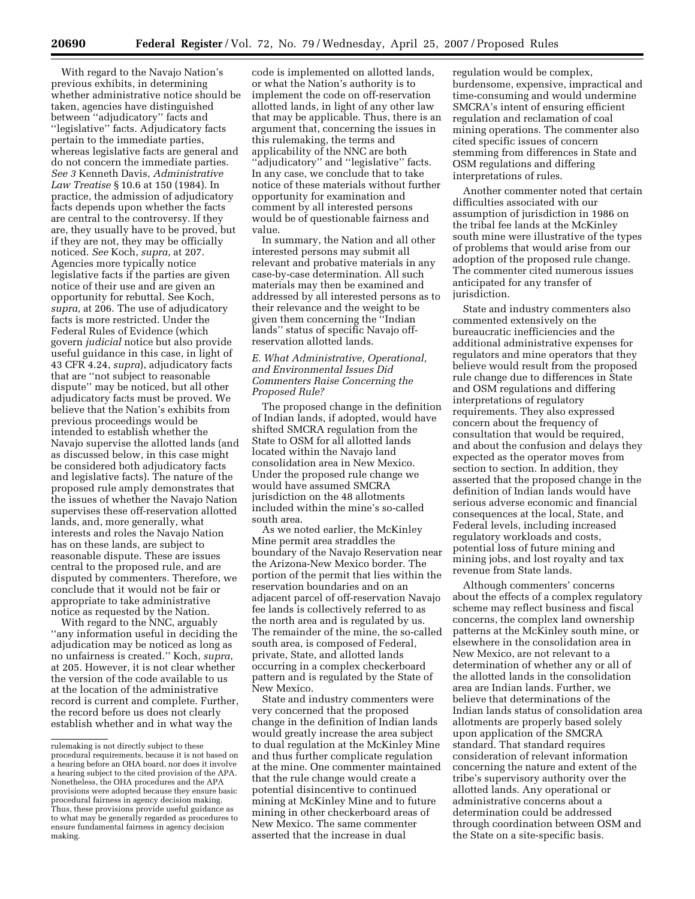With regard to the Navajo Nation's previous exhibits, in determining whether administrative notice should be taken, agencies have distinguished between "adjudicatory" facts and "legislative" facts. Adjudicatory facts pertain to the immediate parties, whereas legislative facts are general and do not concern the immediate parties. *See 3* Kenneth Davis, *Administrative Law Treatise* § 10.6 at 150 (1984). In practice, the admission of adjudicatory facts depends upon whether the facts are central to the controversy. If they are, they usually have to be proved, but if they are not, they may be officially noticed. *See* Koch, *supra*, at 207. Agencies more typically notice legislative facts if the parties are given notice of their use and are given an opportunity for rebuttal. See Koch, *supra*, at 206. The use of adjudicatory facts is more restricted. Under the Federal Rules of Evidence (which govern *judicial* notice but also provide useful guidance in this case, in light of 43 CFR 4.24, *supra*), adjudicatory facts that are "not subject to reasonable dispute" may be noticed, but all other adjudicatory facts must be proved. We believe that the Nation's exhibits from previous proceedings would be intended to establish whether the Navajo supervise the allotted lands (and as discussed below, in this case might be considered both adjudicatory facts and legislative facts). The nature of the proposed rule amply demonstrates that the issues of whether the Navajo Nation supervises these off-reservation allotted lands, and, more generally, what interests and roles the Navajo Nation has on these lands, are subject to reasonable dispute. These are issues central to the proposed rule, and are disputed by commenters. Therefore, we conclude that it would not be fair or appropriate to take administrative notice as requested by the Nation.

With regard to the NNC, arguably "any information useful in deciding the adjudication may be noticed as long as no unfairness is created." Koch, *supra*, at 205. However, it is not clear whether the version of the code available to us at the location of the administrative record is current and complete. Further, the record before us does not clearly establish whether and in what way the code is implemented on allotted lands, or what the Nation's authority is to implement the code on off-reservation allotted lands, in light of any other law that may be applicable. Thus, there is an argument that, concerning the issues in this rulemaking, the terms and applicability of the NNC are both "adjudicatory" and "legislative" facts. In any case, we conclude that to take notice of these materials without further opportunity for examination and comment by all interested persons would be of questionable fairness and value.

In summary, the Nation and all other interested persons may submit all relevant and probative materials in any case-by-case determination. All such materials may then be examined and addressed by all interested persons as to their relevance and the weight to be given them concerning the "Indian lands" status of specific Navajo off-reservation allotted lands.

### *E. What Administrative, Operational, and Environmental Issues Did Commenters Raise Concerning the Proposed Rule?*

The proposed change in the definition of Indian lands, if adopted, would have shifted SMCRA regulation from the State to OSM for all allotted lands located within the Navajo land consolidation area in New Mexico. Under the proposed rule change we would have assumed SMCRA jurisdiction on the 48 allotments included within the mine's so-called south area.

As we noted earlier, the McKinley Mine permit area straddles the boundary of the Navajo Reservation near the Arizona-New Mexico border. The portion of the permit that lies within the reservation boundaries and on an adjacent parcel of off-reservation Navajo fee lands is collectively referred to as the north area and is regulated by us. The remainder of the mine, the so-called south area, is composed of Federal, private, State, and allotted lands occurring in a complex checkerboard pattern and is regulated by the State of New Mexico.

State and industry commenters were very concerned that the proposed change in the definition of Indian lands would greatly increase the area subject to dual regulation at the McKinley Mine and thus further complicate regulation at the mine. One commenter maintained that the rule change would create a potential disincentive to continued mining at McKinley Mine and to future mining in other checkerboard areas of New Mexico. The same commenter asserted that the increase in dual regulation would be complex, burdensome, expensive, impractical and time-consuming and would undermine SMCRA's intent of ensuring efficient regulation and reclamation of coal mining operations. The commenter also cited specific issues of concern stemming from differences in State and OSM regulations and differing interpretations of rules.

Another commenter noted that certain difficulties associated with our assumption of jurisdiction in 1986 on the tribal fee lands at the McKinley south mine were illustrative of the types of problems that would arise from our adoption of the proposed rule change. The commenter cited numerous issues anticipated for any transfer of jurisdiction.

State and industry commenters also commented extensively on the bureaucratic inefficiencies and the additional administrative expenses for regulators and mine operators that they believe would result from the proposed rule change due to differences in State and OSM regulations and differing interpretations of regulatory requirements. They also expressed concern about the frequency of consultation that would be required, and about the confusion and delays they expected as the operator moves from section to section. In addition, they asserted that the proposed change in the definition of Indian lands would have serious adverse economic and financial consequences at the local, State, and Federal levels, including increased regulatory workloads and costs, potential loss of future mining and mining jobs, and lost royalty and tax revenue from State lands.

Although commenters' concerns about the effects of a complex regulatory scheme may reflect business and fiscal concerns, the complex land ownership patterns at the McKinley south mine, or elsewhere in the consolidation area in New Mexico, are not relevant to a determination of whether any or all of the allotted lands in the consolidation area are Indian lands. Further, we believe that determinations of the Indian lands status of consolidation area allotments are properly based solely upon application of the SMCRA standard. That standard requires consideration of relevant information concerning the nature and extent of the tribe's supervisory authority over the allotted lands. Any operational or administrative concerns about a determination could be addressed through coordination between OSM and the State on a site-specific basis.

rulemaking is not directly subject to these procedural requirements, because it is not based on a hearing before an OHA board, nor does it involve a hearing subject to the cited provision of the APA. Nonetheless, the OHA procedures and the APA provisions were adopted because they ensure basic procedural fairness in agency decision making. Thus, these provisions provide useful guidance as to what may be generally regarded as procedures to ensure fundamental fairness in agency decision making.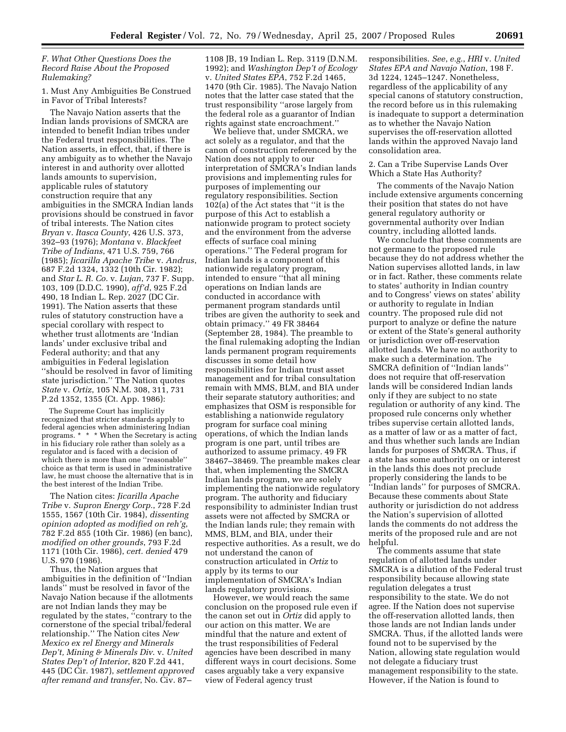### F. What Other Questions Does the Record Raise About the Proposed Rulemaking?

1. Must Any Ambiguities Be Construed in Favor of Tribal Interests?

The Navajo Nation asserts that the Indian lands provisions of SMCRA are intended to benefit Indian tribes under the Federal trust responsibilities. The Nation asserts, in effect, that, if there is any ambiguity as to whether the Navajo interest in and authority over allotted lands amounts to supervision, applicable rules of statutory construction require that any ambiguities in the SMCRA Indian lands provisions should be construed in favor of tribal interests. The Nation cites *Bryan* v. *Itasca County*, 426 U.S. 373, 392–93 (1976); *Montana* v. *Blackfeet Tribe of Indians*, 471 U.S. 759, 766 (1985); *Jicarilla Apache Tribe* v. *Andrus*, 687 F.2d 1324, 1332 (10th Cir. 1982); and *Star L. R. Co.* v. *Lujan*, 737 F. Supp. 103, 109 (D.D.C. 1990), *aff'd*, 925 F.2d 490, 18 Indian L. Rep. 2027 (DC Cir. 1991). The Nation asserts that these rules of statutory construction have a special corollary with respect to whether trust allotments are 'Indian lands' under exclusive tribal and Federal authority; and that any ambiguities in Federal legislation ''should be resolved in favor of limiting state jurisdiction.'' The Nation quotes *State* v. *Ortiz*, 105 N.M. 308, 311, 731 P.2d 1352, 1355 (Ct. App. 1986):

> The Supreme Court has implicitly recognized that stricter standards apply to federal agencies when administering Indian programs. * * * When the Secretary is acting in his fiduciary role rather than solely as a regulator and is faced with a decision of which there is more than one ''reasonable'' choice as that term is used in administrative law, he must choose the alternative that is in the best interest of the Indian Tribe.

The Nation cites: *Jicarilla Apache Tribe* v. *Supron Energy Corp.*, 728 F.2d 1555, 1567 (10th Cir. 1984), *dissenting opinion adopted as modified on reh'g*, 782 F.2d 855 (10th Cir. 1986) (en banc), *modified on other grounds*, 793 F.2d 1171 (10th Cir. 1986), *cert. denied* 479 U.S. 970 (1986).

Thus, the Nation argues that ambiguities in the definition of ''Indian lands'' must be resolved in favor of the Navajo Nation because if the allotments are not Indian lands they may be regulated by the states, ''contrary to the cornerstone of the special tribal/federal relationship.'' The Nation cites *New Mexico ex rel Energy and Minerals Dep't, Mining & Minerals Div.* v. *United States Dep't of Interior*, 820 F.2d 441, 445 (DC Cir. 1987), *settlement approved after remand and transfer*, No. Civ. 87–1108 JB, 19 Indian L. Rep. 3119 (D.N.M. 1992); and *Washington Dep't of Ecology* v. *United States EPA*, 752 F.2d 1465, 1470 (9th Cir. 1985). The Navajo Nation notes that the latter case stated that the trust responsibility ''arose largely from the federal role as a guarantor of Indian rights against state encroachment.''

We believe that, under SMCRA, we act solely as a regulator, and that the canon of construction referenced by the Nation does not apply to our interpretation of SMCRA's Indian lands provisions and implementing rules for purposes of implementing our regulatory responsibilities. Section 102(a) of the Act states that ''it is the purpose of this Act to establish a nationwide program to protect society and the environment from the adverse effects of surface coal mining operations.'' The Federal program for Indian lands is a component of this nationwide regulatory program, intended to ensure ''that all mining operations on Indian lands are conducted in accordance with permanent program standards until tribes are given the authority to seek and obtain primacy.'' 49 FR 38464 (September 28, 1984). The preamble to the final rulemaking adopting the Indian lands permanent program requirements discusses in some detail how responsibilities for Indian trust asset management and for tribal consultation remain with MMS, BLM, and BIA under their separate statutory authorities; and emphasizes that OSM is responsible for establishing a nationwide regulatory program for surface coal mining operations, of which the Indian lands program is one part, until tribes are authorized to assume primacy. 49 FR 38467–38469. The preamble makes clear that, when implementing the SMCRA Indian lands program, we are solely implementing the nationwide regulatory program. The authority and fiduciary responsibility to administer Indian trust assets were not affected by SMCRA or the Indian lands rule; they remain with MMS, BLM, and BIA, under their respective authorities. As a result, we do not understand the canon of construction articulated in *Ortiz* to apply by its terms to our implementation of SMCRA's Indian lands regulatory provisions.

However, we would reach the same conclusion on the proposed rule even if the canon set out in *Ortiz* did apply to our action on this matter. We are mindful that the nature and extent of the trust responsibilities of Federal agencies have been described in many different ways in court decisions. Some cases arguably take a very expansive view of Federal agency trust responsibilities. *See, e.g., HRI* v. *United States EPA and Navajo Nation*, 198 F. 3d 1224, 1245–1247. Nonetheless, regardless of the applicability of any special canons of statutory construction, the record before us in this rulemaking is inadequate to support a determination as to whether the Navajo Nation supervises the off-reservation allotted lands within the approved Navajo land consolidation area.

2. Can a Tribe Supervise Lands Over Which a State Has Authority?

The comments of the Navajo Nation include extensive arguments concerning their position that states do not have general regulatory authority or governmental authority over Indian country, including allotted lands.

We conclude that these comments are not germane to the proposed rule because they do not address whether the Nation supervises allotted lands, in law or in fact. Rather, these comments relate to states' authority in Indian country and to Congress' views on states' ability or authority to regulate in Indian country. The proposed rule did not purport to analyze or define the nature or extent of the State's general authority or jurisdiction over off-reservation allotted lands. We have no authority to make such a determination. The SMCRA definition of ''Indian lands'' does not require that off-reservation lands will be considered Indian lands only if they are subject to no state regulation or authority of any kind. The proposed rule concerns only whether tribes supervise certain allotted lands, as a matter of law or as a matter of fact, and thus whether such lands are Indian lands for purposes of SMCRA. Thus, if a state has some authority on or interest in the lands this does not preclude properly considering the lands to be ''Indian lands'' for purposes of SMCRA. Because these comments about State authority or jurisdiction do not address the Nation's supervision of allotted lands the comments do not address the merits of the proposed rule and are not helpful.

The comments assume that state regulation of allotted lands under SMCRA is a dilution of the Federal trust responsibility because allowing state regulation delegates a trust responsibility to the state. We do not agree. If the Nation does not supervise the off-reservation allotted lands, then those lands are not Indian lands under SMCRA. Thus, if the allotted lands were found not to be supervised by the Nation, allowing state regulation would not delegate a fiduciary trust management responsibility to the state. However, if the Nation is found to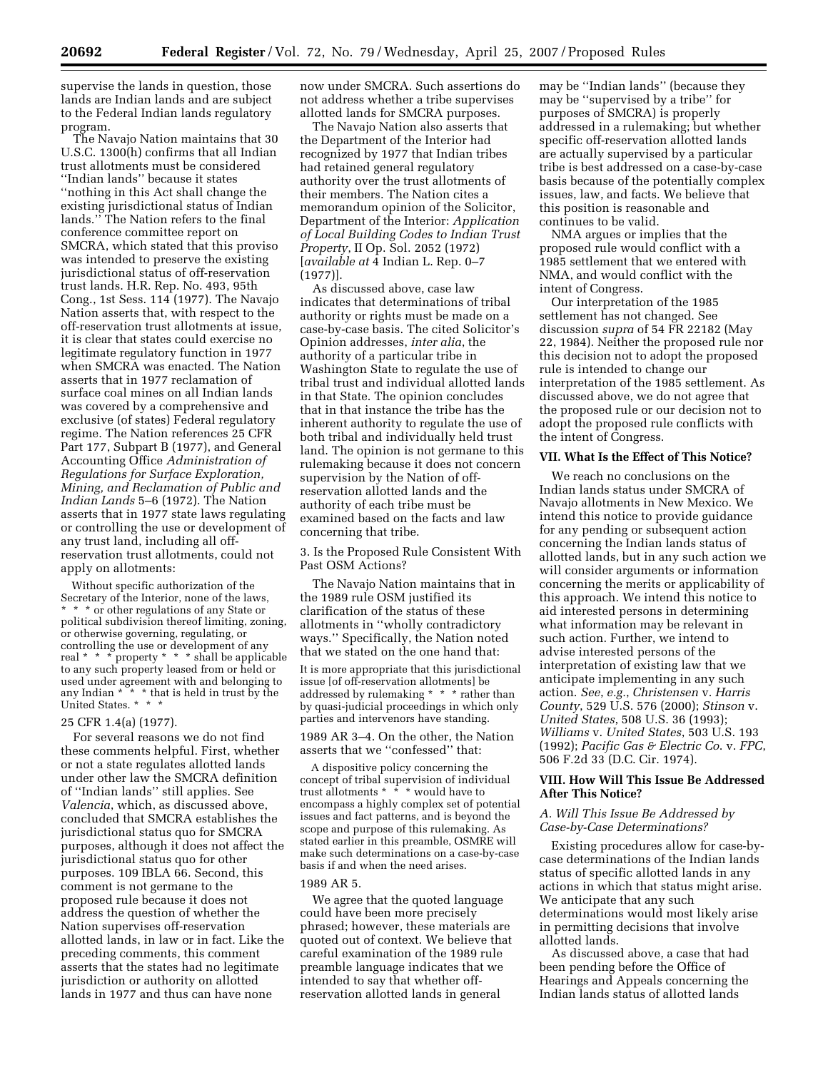supervise the lands in question, those lands are Indian lands and are subject to the Federal Indian lands regulatory program.

The Navajo Nation maintains that 30 U.S.C. 1300(h) confirms that all Indian trust allotments must be considered ''Indian lands'' because it states ''nothing in this Act shall change the existing jurisdictional status of Indian lands.'' The Nation refers to the final conference committee report on SMCRA, which stated that this proviso was intended to preserve the existing jurisdictional status of off-reservation trust lands. H.R. Rep. No. 493, 95th Cong., 1st Sess. 114 (1977). The Navajo Nation asserts that, with respect to the off-reservation trust allotments at issue, it is clear that states could exercise no legitimate regulatory function in 1977 when SMCRA was enacted. The Nation asserts that in 1977 reclamation of surface coal mines on all Indian lands was covered by a comprehensive and exclusive (of states) Federal regulatory regime. The Nation references 25 CFR Part 177, Subpart B (1977), and General Accounting Office *Administration of Regulations for Surface Exploration, Mining, and Reclamation of Public and Indian Lands* 5–6 (1972). The Nation asserts that in 1977 state laws regulating or controlling the use or development of any trust land, including all off-reservation trust allotments, could not apply on allotments:

> Without specific authorization of the Secretary of the Interior, none of the laws, * * * or other regulations of any State or political subdivision thereof limiting, zoning, or otherwise governing, regulating, or controlling the use or development of any real * * * property * * * shall be applicable to any such property leased from or held or used under agreement with and belonging to any Indian * * * that is held in trust by the United States. * * *

25 CFR 1.4(a) (1977).

For several reasons we do not find these comments helpful. First, whether or not a state regulates allotted lands under other law the SMCRA definition of ''Indian lands'' still applies. See *Valencia*, which, as discussed above, concluded that SMCRA establishes the jurisdictional status quo for SMCRA purposes, although it does not affect the jurisdictional status quo for other purposes. 109 IBLA 66. Second, this comment is not germane to the proposed rule because it does not address the question of whether the Nation supervises off-reservation allotted lands, in law or in fact. Like the preceding comments, this comment asserts that the states had no legitimate jurisdiction or authority on allotted lands in 1977 and thus can have none now under SMCRA. Such assertions do not address whether a tribe supervises allotted lands for SMCRA purposes.

The Navajo Nation also asserts that the Department of the Interior had recognized by 1977 that Indian tribes had retained general regulatory authority over the trust allotments of their members. The Nation cites a memorandum opinion of the Solicitor, Department of the Interior: *Application of Local Building Codes to Indian Trust Property*, II Op. Sol. 2052 (1972) [*available at* 4 Indian L. Rep. 0–7 (1977)].

As discussed above, case law indicates that determinations of tribal authority or rights must be made on a case-by-case basis. The cited Solicitor's Opinion addresses, *inter alia*, the authority of a particular tribe in Washington State to regulate the use of tribal trust and individual allotted lands in that State. The opinion concludes that in that instance the tribe has the inherent authority to regulate the use of both tribal and individually held trust land. The opinion is not germane to this rulemaking because it does not concern supervision by the Nation of off-reservation allotted lands and the authority of each tribe must be examined based on the facts and law concerning that tribe.

3. Is the Proposed Rule Consistent With Past OSM Actions?

The Navajo Nation maintains that in the 1989 rule OSM justified its clarification of the status of these allotments in ''wholly contradictory ways.'' Specifically, the Nation noted that we stated on the one hand that:

> It is more appropriate that this jurisdictional issue [of off-reservation allotments] be addressed by rulemaking * * * rather than by quasi-judicial proceedings in which only parties and intervenors have standing.

1989 AR 3–4. On the other, the Nation asserts that we ''confessed'' that:

> A dispositive policy concerning the concept of tribal supervision of individual trust allotments * * * would have to encompass a highly complex set of potential issues and fact patterns, and is beyond the scope and purpose of this rulemaking. As stated earlier in this preamble, OSMRE will make such determinations on a case-by-case basis if and when the need arises.

1989 AR 5.

We agree that the quoted language could have been more precisely phrased; however, these materials are quoted out of context. We believe that careful examination of the 1989 rule preamble language indicates that we intended to say that whether off-reservation allotted lands in general may be ''Indian lands'' (because they may be ''supervised by a tribe'' for purposes of SMCRA) is properly addressed in a rulemaking; but whether specific off-reservation allotted lands are actually supervised by a particular tribe is best addressed on a case-by-case basis because of the potentially complex issues, law, and facts. We believe that this position is reasonable and continues to be valid.

NMA argues or implies that the proposed rule would conflict with a 1985 settlement that we entered with NMA, and would conflict with the intent of Congress.

Our interpretation of the 1985 settlement has not changed. See discussion *supra* of 54 FR 22182 (May 22, 1984). Neither the proposed rule nor this decision not to adopt the proposed rule is intended to change our interpretation of the 1985 settlement. As discussed above, we do not agree that the proposed rule or our decision not to adopt the proposed rule conflicts with the intent of Congress.

## VII. What Is the Effect of This Notice?

We reach no conclusions on the Indian lands status under SMCRA of Navajo allotments in New Mexico. We intend this notice to provide guidance for any pending or subsequent action concerning the Indian lands status of allotted lands, but in any such action we will consider arguments or information concerning the merits or applicability of this approach. We intend this notice to aid interested persons in determining what information may be relevant in such action. Further, we intend to advise interested persons of the interpretation of existing law that we anticipate implementing in any such action. *See*, *e.g.*, *Christensen* v. *Harris County*, 529 U.S. 576 (2000); *Stinson* v. *United States*, 508 U.S. 36 (1993); *Williams* v. *United States*, 503 U.S. 193 (1992); *Pacific Gas & Electric Co.* v. *FPC*, 506 F.2d 33 (D.C. Cir. 1974).

## VIII. How Will This Issue Be Addressed After This Notice?

### *A. Will This Issue Be Addressed by Case-by-Case Determinations?*

Existing procedures allow for case-by-case determinations of the Indian lands status of specific allotted lands in any actions in which that status might arise. We anticipate that any such determinations would most likely arise in permitting decisions that involve allotted lands.

As discussed above, a case that had been pending before the Office of Hearings and Appeals concerning the Indian lands status of allotted lands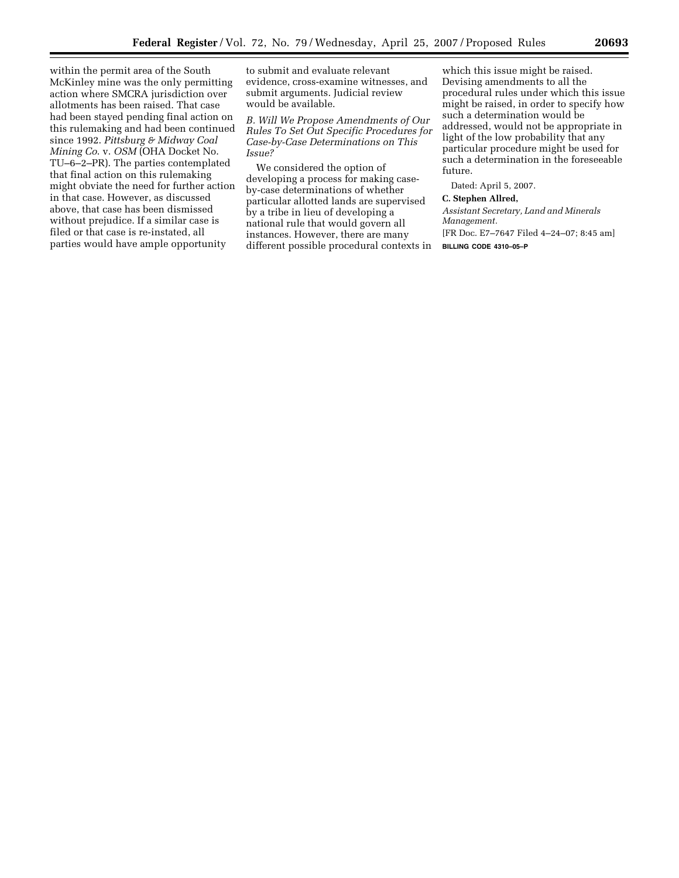within the permit area of the South McKinley mine was the only permitting action where SMCRA jurisdiction over allotments has been raised. That case had been stayed pending final action on this rulemaking and had been continued since 1992. *Pittsburg & Midway Coal Mining Co.* v. *OSM* (OHA Docket No. TU–6–2–PR). The parties contemplated that final action on this rulemaking might obviate the need for further action in that case. However, as discussed above, that case has been dismissed without prejudice. If a similar case is filed or that case is re-instated, all parties would have ample opportunity to submit and evaluate relevant evidence, cross-examine witnesses, and submit arguments. Judicial review would be available.

*B. Will We Propose Amendments of Our Rules To Set Out Specific Procedures for Case-by-Case Determinations on This Issue?*

We considered the option of developing a process for making case-by-case determinations of whether particular allotted lands are supervised by a tribe in lieu of developing a national rule that would govern all instances. However, there are many different possible procedural contexts in which this issue might be raised. Devising amendments to all the procedural rules under which this issue might be raised, in order to specify how such a determination would be addressed, would not be appropriate in light of the low probability that any particular procedure might be used for such a determination in the foreseeable future.

Dated: April 5, 2007.

**C. Stephen Allred,**

*Assistant Secretary, Land and Minerals Management.*

[FR Doc. E7–7647 Filed 4–24–07; 8:45 am]

**BILLING CODE 4310–05–P**